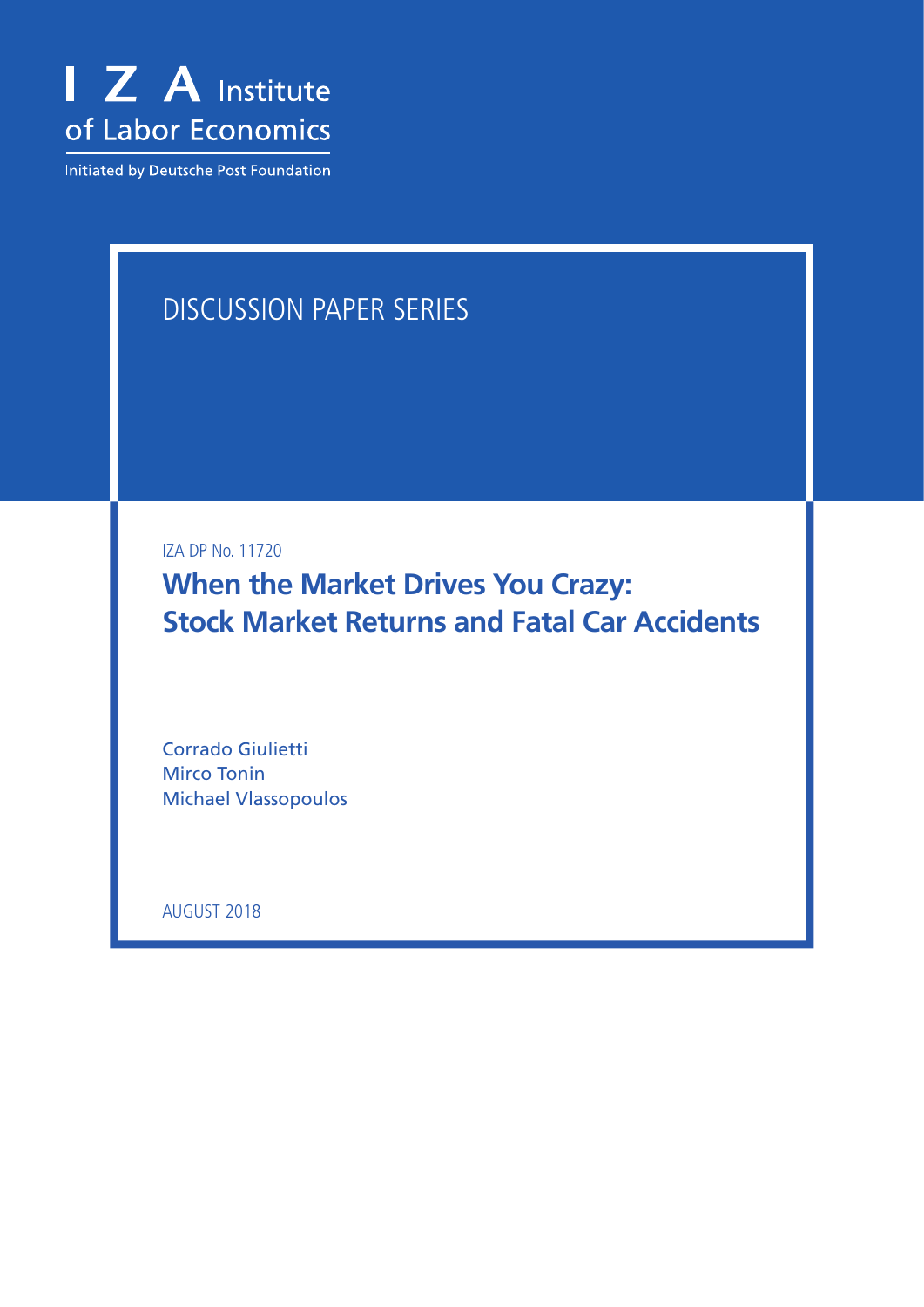I Z A Institute of Labor Economics

Initiated by Deutsche Post Foundation

DISCUSSION PAPER SERIES

IZA DP No. 11720

# When the Market Drives You Crazy: Stock Market Returns and Fatal Car Accidents

Corrado Giulietti
Mirco Tonin
Michael Vlassopoulos

AUGUST 2018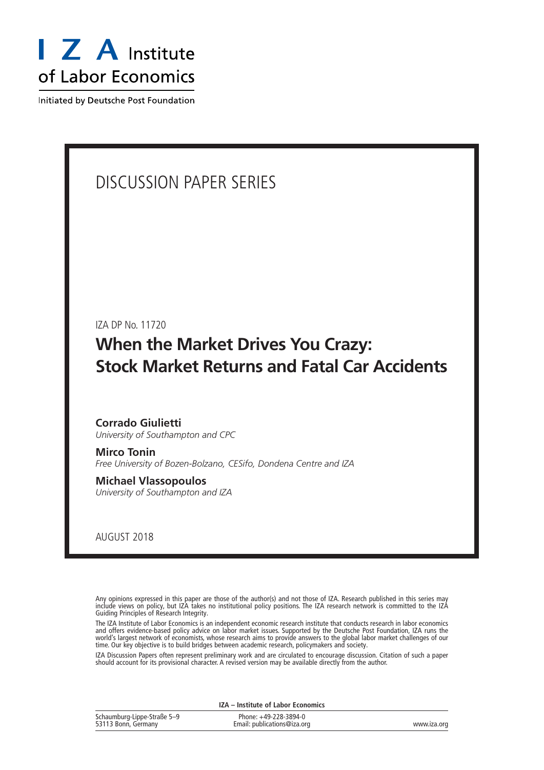# DISCUSSION PAPER SERIES

IZA DP No. 11720

## When the Market Drives You Crazy: Stock Market Returns and Fatal Car Accidents

**Corrado Giulietti**
*University of Southampton and CPC*

**Mirco Tonin**
*Free University of Bozen-Bolzano, CESifo, Dondena Centre and IZA*

**Michael Vlassopoulos**
*University of Southampton and IZA*

AUGUST 2018

Any opinions expressed in this paper are those of the author(s) and not those of IZA. Research published in this series may include views on policy, but IZA takes no institutional policy positions. The IZA research network is committed to the IZA Guiding Principles of Research Integrity.

The IZA Institute of Labor Economics is an independent economic research institute that conducts research in labor economics and offers evidence-based policy advice on labor market issues. Supported by the Deutsche Post Foundation, IZA runs the world's largest network of economists, whose research aims to provide answers to the global labor market challenges of our time. Our key objective is to build bridges between academic research, policymakers and society.

IZA Discussion Papers often represent preliminary work and are circulated to encourage discussion. Citation of such a paper should account for its provisional character. A revised version may be available directly from the author.

**IZA – Institute of Labor Economics**

Schaumburg-Lippe-Straße 5–9
53113 Bonn, Germany

Phone: +49-228-3894-0
Email: publications@iza.org

www.iza.org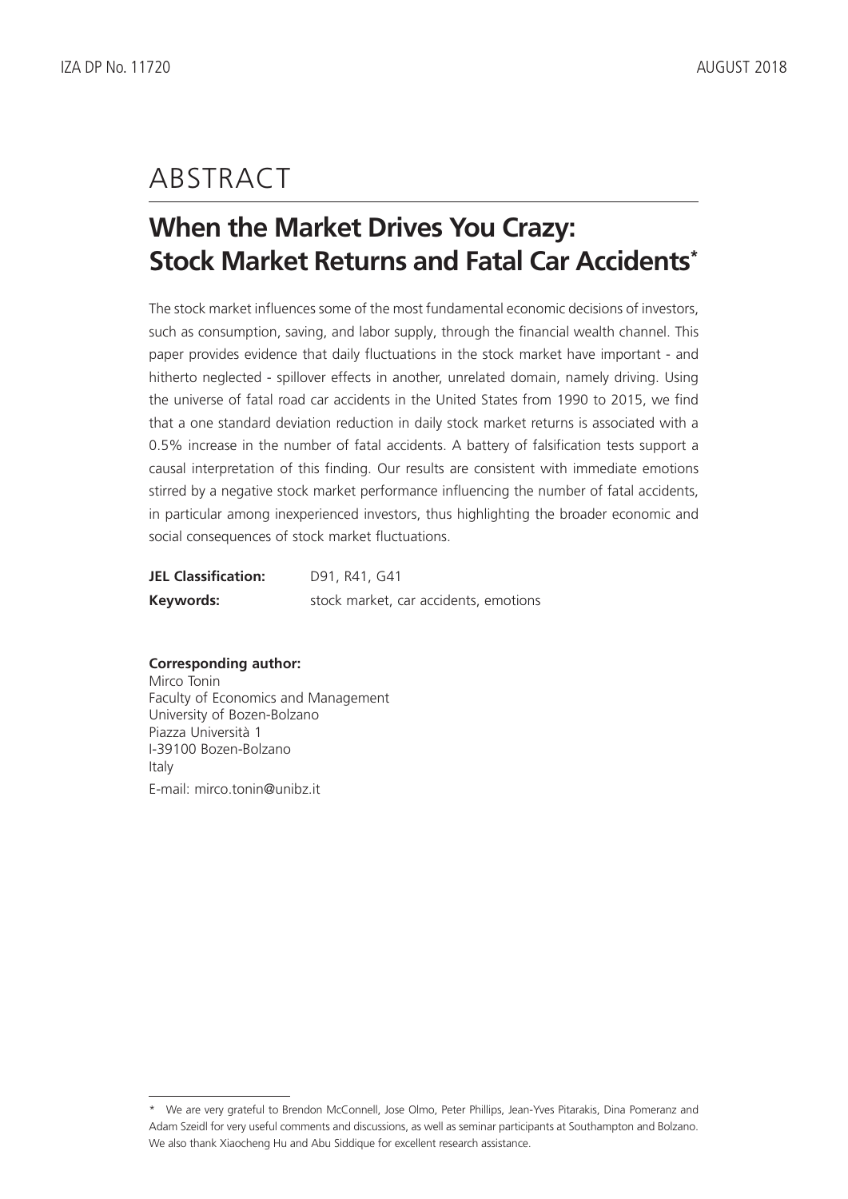# ABSTRACT

## When the Market Drives You Crazy: Stock Market Returns and Fatal Car Accidents*

The stock market influences some of the most fundamental economic decisions of investors, such as consumption, saving, and labor supply, through the financial wealth channel. This paper provides evidence that daily fluctuations in the stock market have important - and hitherto neglected - spillover effects in another, unrelated domain, namely driving. Using the universe of fatal road car accidents in the United States from 1990 to 2015, we find that a one standard deviation reduction in daily stock market returns is associated with a 0.5% increase in the number of fatal accidents. A battery of falsification tests support a causal interpretation of this finding. Our results are consistent with immediate emotions stirred by a negative stock market performance influencing the number of fatal accidents, in particular among inexperienced investors, thus highlighting the broader economic and social consequences of stock market fluctuations.

**JEL Classification:** D91, R41, G41

**Keywords:** stock market, car accidents, emotions

**Corresponding author:**
Mirco Tonin
Faculty of Economics and Management
University of Bozen-Bolzano
Piazza Università 1
I-39100 Bozen-Bolzano
Italy
E-mail: mirco.tonin@unibz.it

---

* We are very grateful to Brendon McConnell, Jose Olmo, Peter Phillips, Jean-Yves Pitarakis, Dina Pomeranz and Adam Szeidl for very useful comments and discussions, as well as seminar participants at Southampton and Bolzano. We also thank Xiaocheng Hu and Abu Siddique for excellent research assistance.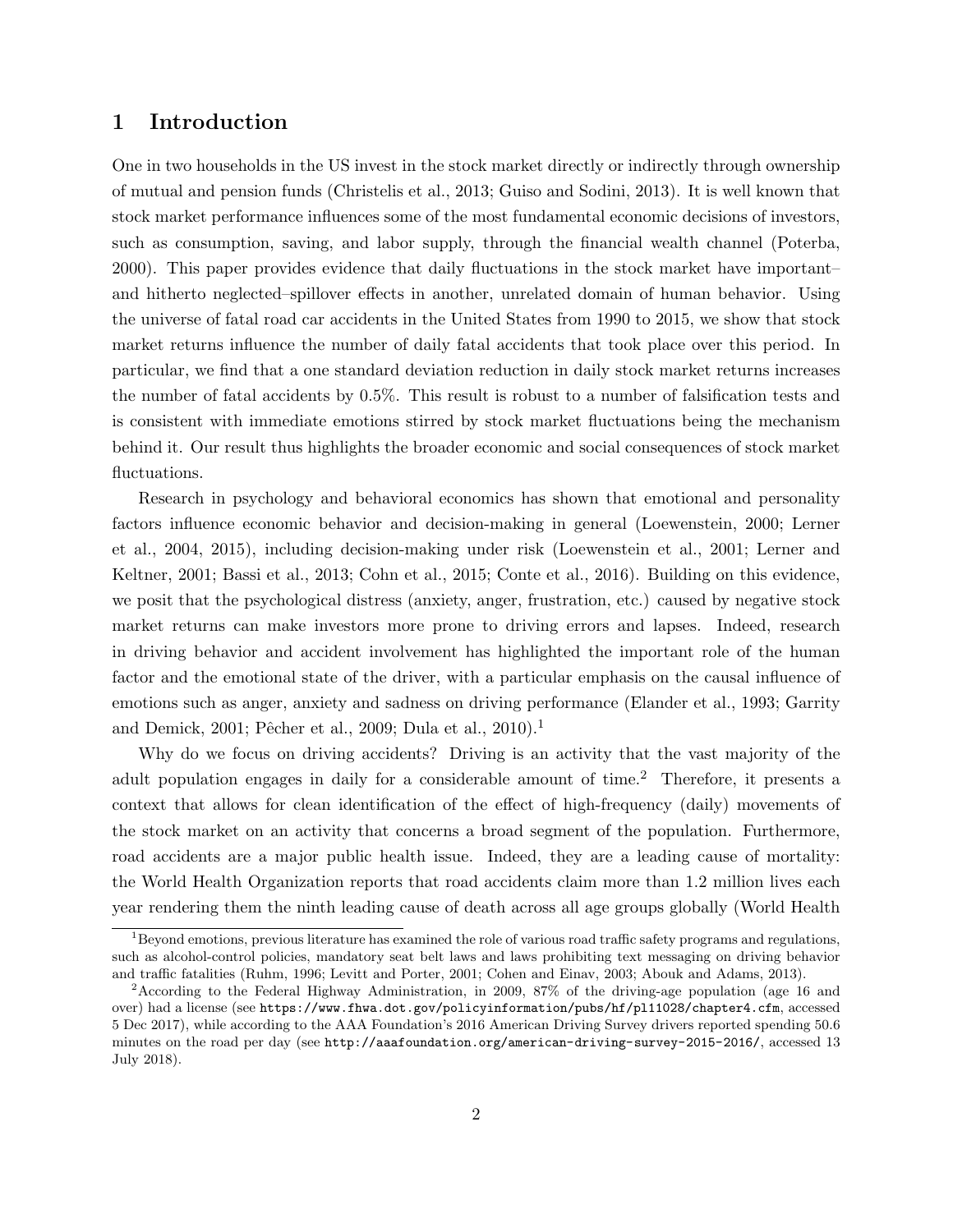## 1 Introduction

One in two households in the US invest in the stock market directly or indirectly through ownership of mutual and pension funds (Christelis et al., 2013; Guiso and Sodini, 2013). It is well known that stock market performance influences some of the most fundamental economic decisions of investors, such as consumption, saving, and labor supply, through the financial wealth channel (Poterba, 2000). This paper provides evidence that daily fluctuations in the stock market have important–and hitherto neglected–spillover effects in another, unrelated domain of human behavior. Using the universe of fatal road car accidents in the United States from 1990 to 2015, we show that stock market returns influence the number of daily fatal accidents that took place over this period. In particular, we find that a one standard deviation reduction in daily stock market returns increases the number of fatal accidents by 0.5%. This result is robust to a number of falsification tests and is consistent with immediate emotions stirred by stock market fluctuations being the mechanism behind it. Our result thus highlights the broader economic and social consequences of stock market fluctuations.

Research in psychology and behavioral economics has shown that emotional and personality factors influence economic behavior and decision-making in general (Loewenstein, 2000; Lerner et al., 2004, 2015), including decision-making under risk (Loewenstein et al., 2001; Lerner and Keltner, 2001; Bassi et al., 2013; Cohn et al., 2015; Conte et al., 2016). Building on this evidence, we posit that the psychological distress (anxiety, anger, frustration, etc.) caused by negative stock market returns can make investors more prone to driving errors and lapses. Indeed, research in driving behavior and accident involvement has highlighted the important role of the human factor and the emotional state of the driver, with a particular emphasis on the causal influence of emotions such as anger, anxiety and sadness on driving performance (Elander et al., 1993; Garrity and Demick, 2001; Pêcher et al., 2009; Dula et al., 2010).[1]

Why do we focus on driving accidents? Driving is an activity that the vast majority of the adult population engages in daily for a considerable amount of time.[2] Therefore, it presents a context that allows for clean identification of the effect of high-frequency (daily) movements of the stock market on an activity that concerns a broad segment of the population. Furthermore, road accidents are a major public health issue. Indeed, they are a leading cause of mortality: the World Health Organization reports that road accidents claim more than 1.2 million lives each year rendering them the ninth leading cause of death across all age groups globally (World Health

[1] Beyond emotions, previous literature has examined the role of various road traffic safety programs and regulations, such as alcohol-control policies, mandatory seat belt laws and laws prohibiting text messaging on driving behavior and traffic fatalities (Ruhm, 1996; Levitt and Porter, 2001; Cohen and Einav, 2003; Abouk and Adams, 2013).

[2] According to the Federal Highway Administration, in 2009, 87% of the driving-age population (age 16 and over) had a license (see `https://www.fhwa.dot.gov/policyinformation/pubs/hf/pl11028/chapter4.cfm`, accessed 5 Dec 2017), while according to the AAA Foundation's 2016 American Driving Survey drivers reported spending 50.6 minutes on the road per day (see `http://aaafoundation.org/american-driving-survey-2015-2016/`, accessed 13 July 2018).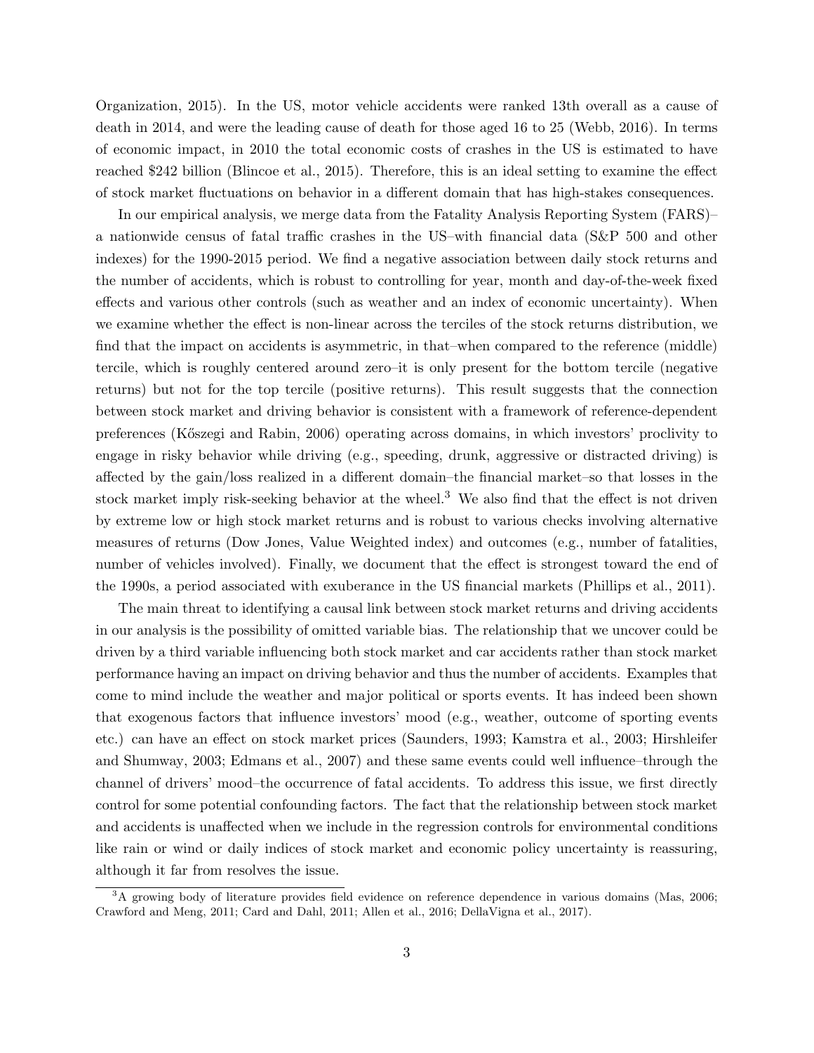Organization, 2015). In the US, motor vehicle accidents were ranked 13th overall as a cause of death in 2014, and were the leading cause of death for those aged 16 to 25 (Webb, 2016). In terms of economic impact, in 2010 the total economic costs of crashes in the US is estimated to have reached $242 billion (Blincoe et al., 2015). Therefore, this is an ideal setting to examine the effect of stock market fluctuations on behavior in a different domain that has high-stakes consequences.

In our empirical analysis, we merge data from the Fatality Analysis Reporting System (FARS)– a nationwide census of fatal traffic crashes in the US–with financial data (S&P 500 and other indexes) for the 1990-2015 period. We find a negative association between daily stock returns and the number of accidents, which is robust to controlling for year, month and day-of-the-week fixed effects and various other controls (such as weather and an index of economic uncertainty). When we examine whether the effect is non-linear across the terciles of the stock returns distribution, we find that the impact on accidents is asymmetric, in that–when compared to the reference (middle) tercile, which is roughly centered around zero–it is only present for the bottom tercile (negative returns) but not for the top tercile (positive returns). This result suggests that the connection between stock market and driving behavior is consistent with a framework of reference-dependent preferences (Kőszegi and Rabin, 2006) operating across domains, in which investors' proclivity to engage in risky behavior while driving (e.g., speeding, drunk, aggressive or distracted driving) is affected by the gain/loss realized in a different domain–the financial market–so that losses in the stock market imply risk-seeking behavior at the wheel.[3] We also find that the effect is not driven by extreme low or high stock market returns and is robust to various checks involving alternative measures of returns (Dow Jones, Value Weighted index) and outcomes (e.g., number of fatalities, number of vehicles involved). Finally, we document that the effect is strongest toward the end of the 1990s, a period associated with exuberance in the US financial markets (Phillips et al., 2011).

The main threat to identifying a causal link between stock market returns and driving accidents in our analysis is the possibility of omitted variable bias. The relationship that we uncover could be driven by a third variable influencing both stock market and car accidents rather than stock market performance having an impact on driving behavior and thus the number of accidents. Examples that come to mind include the weather and major political or sports events. It has indeed been shown that exogenous factors that influence investors' mood (e.g., weather, outcome of sporting events etc.) can have an effect on stock market prices (Saunders, 1993; Kamstra et al., 2003; Hirshleifer and Shumway, 2003; Edmans et al., 2007) and these same events could well influence–through the channel of drivers' mood–the occurrence of fatal accidents. To address this issue, we first directly control for some potential confounding factors. The fact that the relationship between stock market and accidents is unaffected when we include in the regression controls for environmental conditions like rain or wind or daily indices of stock market and economic policy uncertainty is reassuring, although it far from resolves the issue.

[3] A growing body of literature provides field evidence on reference dependence in various domains (Mas, 2006; Crawford and Meng, 2011; Card and Dahl, 2011; Allen et al., 2016; DellaVigna et al., 2017).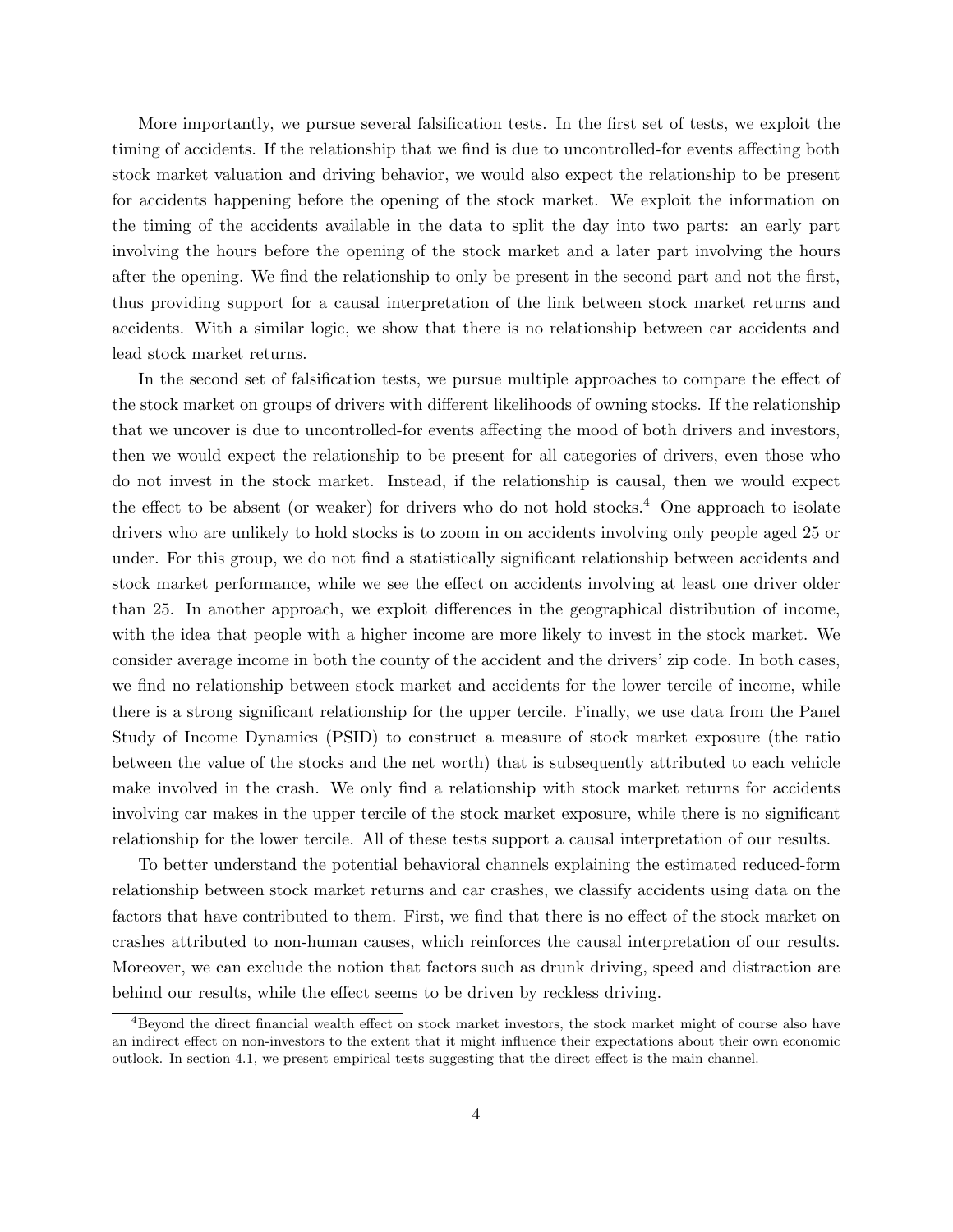More importantly, we pursue several falsification tests. In the first set of tests, we exploit the timing of accidents. If the relationship that we find is due to uncontrolled-for events affecting both stock market valuation and driving behavior, we would also expect the relationship to be present for accidents happening before the opening of the stock market. We exploit the information on the timing of the accidents available in the data to split the day into two parts: an early part involving the hours before the opening of the stock market and a later part involving the hours after the opening. We find the relationship to only be present in the second part and not the first, thus providing support for a causal interpretation of the link between stock market returns and accidents. With a similar logic, we show that there is no relationship between car accidents and lead stock market returns.

In the second set of falsification tests, we pursue multiple approaches to compare the effect of the stock market on groups of drivers with different likelihoods of owning stocks. If the relationship that we uncover is due to uncontrolled-for events affecting the mood of both drivers and investors, then we would expect the relationship to be present for all categories of drivers, even those who do not invest in the stock market. Instead, if the relationship is causal, then we would expect the effect to be absent (or weaker) for drivers who do not hold stocks.[4] One approach to isolate drivers who are unlikely to hold stocks is to zoom in on accidents involving only people aged 25 or under. For this group, we do not find a statistically significant relationship between accidents and stock market performance, while we see the effect on accidents involving at least one driver older than 25. In another approach, we exploit differences in the geographical distribution of income, with the idea that people with a higher income are more likely to invest in the stock market. We consider average income in both the county of the accident and the drivers' zip code. In both cases, we find no relationship between stock market and accidents for the lower tercile of income, while there is a strong significant relationship for the upper tercile. Finally, we use data from the Panel Study of Income Dynamics (PSID) to construct a measure of stock market exposure (the ratio between the value of the stocks and the net worth) that is subsequently attributed to each vehicle make involved in the crash. We only find a relationship with stock market returns for accidents involving car makes in the upper tercile of the stock market exposure, while there is no significant relationship for the lower tercile. All of these tests support a causal interpretation of our results.

To better understand the potential behavioral channels explaining the estimated reduced-form relationship between stock market returns and car crashes, we classify accidents using data on the factors that have contributed to them. First, we find that there is no effect of the stock market on crashes attributed to non-human causes, which reinforces the causal interpretation of our results. Moreover, we can exclude the notion that factors such as drunk driving, speed and distraction are behind our results, while the effect seems to be driven by reckless driving.

[4] Beyond the direct financial wealth effect on stock market investors, the stock market might of course also have an indirect effect on non-investors to the extent that it might influence their expectations about their own economic outlook. In section 4.1, we present empirical tests suggesting that the direct effect is the main channel.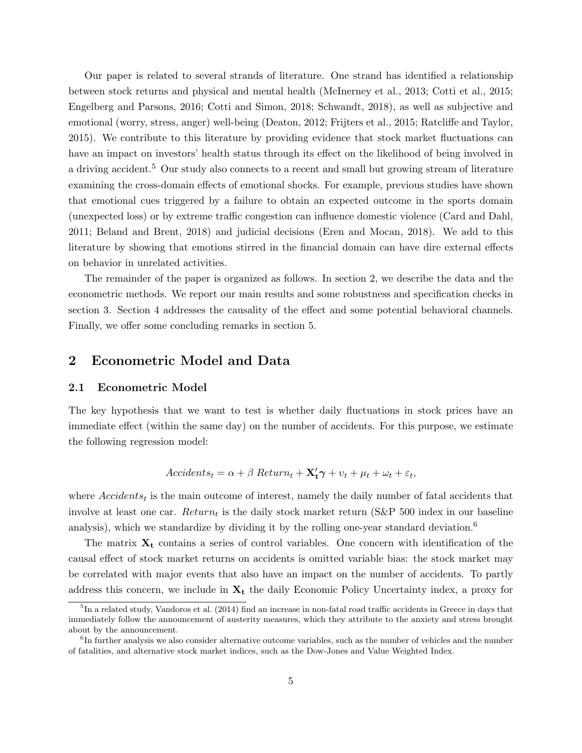Our paper is related to several strands of literature. One strand has identified a relationship between stock returns and physical and mental health (McInerney et al., 2013; Cotti et al., 2015; Engelberg and Parsons, 2016; Cotti and Simon, 2018; Schwandt, 2018), as well as subjective and emotional (worry, stress, anger) well-being (Deaton, 2012; Frijters et al., 2015; Ratcliffe and Taylor, 2015). We contribute to this literature by providing evidence that stock market fluctuations can have an impact on investors' health status through its effect on the likelihood of being involved in a driving accident.[5] Our study also connects to a recent and small but growing stream of literature examining the cross-domain effects of emotional shocks. For example, previous studies have shown that emotional cues triggered by a failure to obtain an expected outcome in the sports domain (unexpected loss) or by extreme traffic congestion can influence domestic violence (Card and Dahl, 2011; Beland and Brent, 2018) and judicial decisions (Eren and Mocan, 2018). We add to this literature by showing that emotions stirred in the financial domain can have dire external effects on behavior in unrelated activities.

The remainder of the paper is organized as follows. In section 2, we describe the data and the econometric methods. We report our main results and some robustness and specification checks in section 3. Section 4 addresses the causality of the effect and some potential behavioral channels. Finally, we offer some concluding remarks in section 5.

## 2 Econometric Model and Data

### 2.1 Econometric Model

The key hypothesis that we want to test is whether daily fluctuations in stock prices have an immediate effect (within the same day) on the number of accidents. For this purpose, we estimate the following regression model:

$$Accidents_t = \alpha + \beta \; Return_t + \mathbf{X_t}'\boldsymbol{\gamma} + \upsilon_t + \mu_t + \omega_t + \varepsilon_t,$$

where $Accidents_t$ is the main outcome of interest, namely the daily number of fatal accidents that involve at least one car. $Return_t$ is the daily stock market return (S&P 500 index in our baseline analysis), which we standardize by dividing it by the rolling one-year standard deviation.[6]

The matrix $\mathbf{X_t}$ contains a series of control variables. One concern with identification of the causal effect of stock market returns on accidents is omitted variable bias: the stock market may be correlated with major events that also have an impact on the number of accidents. To partly address this concern, we include in $\mathbf{X_t}$ the daily Economic Policy Uncertainty index, a proxy for

[5] In a related study, Vandoros et al. (2014) find an increase in non-fatal road traffic accidents in Greece in days that immediately follow the announcement of austerity measures, which they attribute to the anxiety and stress brought about by the announcement.

[6] In further analysis we also consider alternative outcome variables, such as the number of vehicles and the number of fatalities, and alternative stock market indices, such as the Dow-Jones and Value Weighted Index.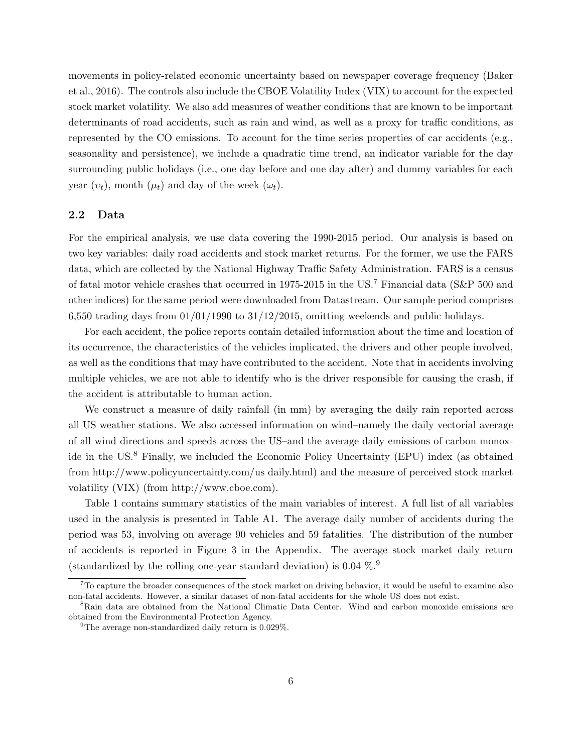movements in policy-related economic uncertainty based on newspaper coverage frequency (Baker et al., 2016). The controls also include the CBOE Volatility Index (VIX) to account for the expected stock market volatility. We also add measures of weather conditions that are known to be important determinants of road accidents, such as rain and wind, as well as a proxy for traffic conditions, as represented by the CO emissions. To account for the time series properties of car accidents (e.g., seasonality and persistence), we include a quadratic time trend, an indicator variable for the day surrounding public holidays (i.e., one day before and one day after) and dummy variables for each year ($\upsilon_t$), month ($\mu_t$) and day of the week ($\omega_t$).

## 2.2 Data

For the empirical analysis, we use data covering the 1990-2015 period. Our analysis is based on two key variables: daily road accidents and stock market returns. For the former, we use the FARS data, which are collected by the National Highway Traffic Safety Administration. FARS is a census of fatal motor vehicle crashes that occurred in 1975-2015 in the US.[7] Financial data (S&P 500 and other indices) for the same period were downloaded from Datastream. Our sample period comprises 6,550 trading days from 01/01/1990 to 31/12/2015, omitting weekends and public holidays.

For each accident, the police reports contain detailed information about the time and location of its occurrence, the characteristics of the vehicles implicated, the drivers and other people involved, as well as the conditions that may have contributed to the accident. Note that in accidents involving multiple vehicles, we are not able to identify who is the driver responsible for causing the crash, if the accident is attributable to human action.

We construct a measure of daily rainfall (in mm) by averaging the daily rain reported across all US weather stations. We also accessed information on wind–namely the daily vectorial average of all wind directions and speeds across the US–and the average daily emissions of carbon monoxide in the US.[8] Finally, we included the Economic Policy Uncertainty (EPU) index (as obtained from http://www.policyuncertainty.com/us daily.html) and the measure of perceived stock market volatility (VIX) (from http://www.cboe.com).

Table 1 contains summary statistics of the main variables of interest. A full list of all variables used in the analysis is presented in Table A1. The average daily number of accidents during the period was 53, involving on average 90 vehicles and 59 fatalities. The distribution of the number of accidents is reported in Figure 3 in the Appendix. The average stock market daily return (standardized by the rolling one-year standard deviation) is 0.04 %.[9]

[7] To capture the broader consequences of the stock market on driving behavior, it would be useful to examine also non-fatal accidents. However, a similar dataset of non-fatal accidents for the whole US does not exist.

[8] Rain data are obtained from the National Climatic Data Center. Wind and carbon monoxide emissions are obtained from the Environmental Protection Agency.

[9] The average non-standardized daily return is 0.029%.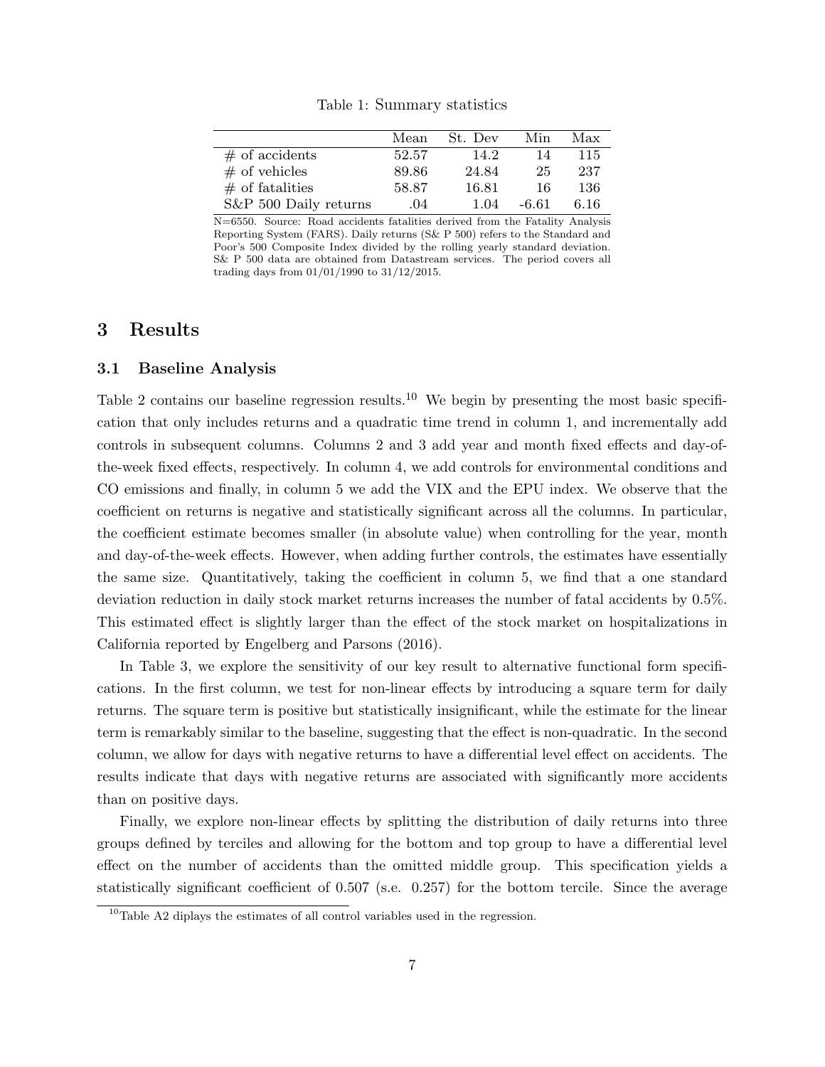Table 1: Summary statistics

| | Mean | St. Dev | Min | Max |
|---|---|---|---|---|
| # of accidents | 52.57 | 14.2 | 14 | 115 |
| # of vehicles | 89.86 | 24.84 | 25 | 237 |
| # of fatalities | 58.87 | 16.81 | 16 | 136 |
| S&P 500 Daily returns | .04 | 1.04 | -6.61 | 6.16 |

N=6550. Source: Road accidents fatalities derived from the Fatality Analysis Reporting System (FARS). Daily returns (S& P 500) refers to the Standard and Poor's 500 Composite Index divided by the rolling yearly standard deviation. S& P 500 data are obtained from Datastream services. The period covers all trading days from 01/01/1990 to 31/12/2015.

## 3 Results

### 3.1 Baseline Analysis

Table 2 contains our baseline regression results.[10] We begin by presenting the most basic specification that only includes returns and a quadratic time trend in column 1, and incrementally add controls in subsequent columns. Columns 2 and 3 add year and month fixed effects and day-of-the-week fixed effects, respectively. In column 4, we add controls for environmental conditions and CO emissions and finally, in column 5 we add the VIX and the EPU index. We observe that the coefficient on returns is negative and statistically significant across all the columns. In particular, the coefficient estimate becomes smaller (in absolute value) when controlling for the year, month and day-of-the-week effects. However, when adding further controls, the estimates have essentially the same size. Quantitatively, taking the coefficient in column 5, we find that a one standard deviation reduction in daily stock market returns increases the number of fatal accidents by 0.5%. This estimated effect is slightly larger than the effect of the stock market on hospitalizations in California reported by Engelberg and Parsons (2016).

In Table 3, we explore the sensitivity of our key result to alternative functional form specifications. In the first column, we test for non-linear effects by introducing a square term for daily returns. The square term is positive but statistically insignificant, while the estimate for the linear term is remarkably similar to the baseline, suggesting that the effect is non-quadratic. In the second column, we allow for days with negative returns to have a differential level effect on accidents. The results indicate that days with negative returns are associated with significantly more accidents than on positive days.

Finally, we explore non-linear effects by splitting the distribution of daily returns into three groups defined by terciles and allowing for the bottom and top group to have a differential level effect on the number of accidents than the omitted middle group. This specification yields a statistically significant coefficient of 0.507 (s.e. 0.257) for the bottom tercile. Since the average

[10] Table A2 diplays the estimates of all control variables used in the regression.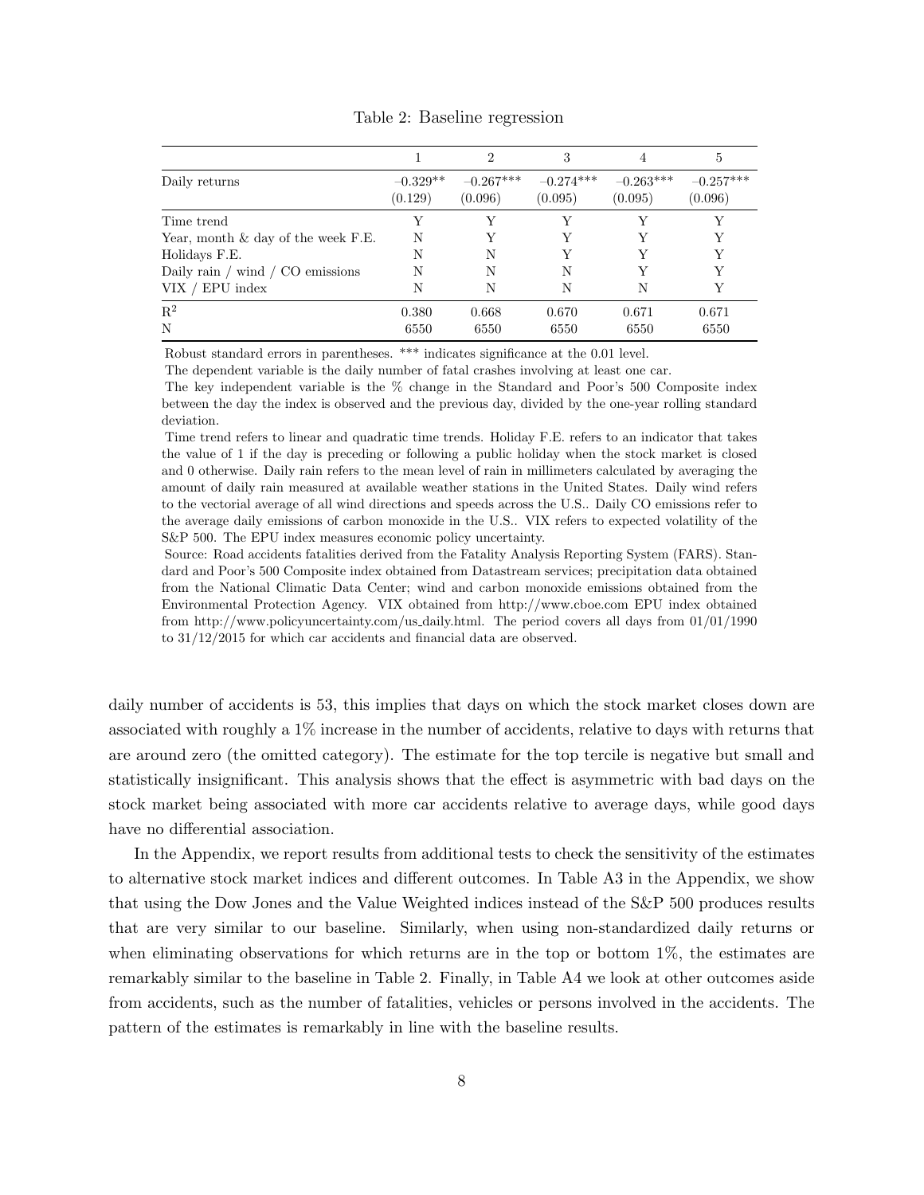Table 2: Baseline regression

| | 1 | 2 | 3 | 4 | 5 |
|---|---|---|---|---|---|
| Daily returns | $-0.329^{**}$ | $-0.267^{***}$ | $-0.274^{***}$ | $-0.263^{***}$ | $-0.257^{***}$ |
| | (0.129) | (0.096) | (0.095) | (0.095) | (0.096) |
| Time trend | Y | Y | Y | Y | Y |
| Year, month & day of the week F.E. | N | Y | Y | Y | Y |
| Holidays F.E. | N | N | Y | Y | Y |
| Daily rain / wind / CO emissions | N | N | N | Y | Y |
| VIX / EPU index | N | N | N | N | Y |
| $R^2$ | 0.380 | 0.668 | 0.670 | 0.671 | 0.671 |
| N | 6550 | 6550 | 6550 | 6550 | 6550 |

Robust standard errors in parentheses. *** indicates significance at the 0.01 level.

The dependent variable is the daily number of fatal crashes involving at least one car.

The key independent variable is the % change in the Standard and Poor's 500 Composite index between the day the index is observed and the previous day, divided by the one-year rolling standard deviation.

Time trend refers to linear and quadratic time trends. Holiday F.E. refers to an indicator that takes the value of 1 if the day is preceding or following a public holiday when the stock market is closed and 0 otherwise. Daily rain refers to the mean level of rain in millimeters calculated by averaging the amount of daily rain measured at available weather stations in the United States. Daily wind refers to the vectorial average of all wind directions and speeds across the U.S.. Daily CO emissions refer to the average daily emissions of carbon monoxide in the U.S.. VIX refers to expected volatility of the S&P 500. The EPU index measures economic policy uncertainty.

Source: Road accidents fatalities derived from the Fatality Analysis Reporting System (FARS). Standard and Poor's 500 Composite index obtained from Datastream services; precipitation data obtained from the National Climatic Data Center; wind and carbon monoxide emissions obtained from the Environmental Protection Agency. VIX obtained from http://www.cboe.com EPU index obtained from http://www.policyuncertainty.com/us_daily.html. The period covers all days from 01/01/1990 to 31/12/2015 for which car accidents and financial data are observed.

daily number of accidents is 53, this implies that days on which the stock market closes down are associated with roughly a 1% increase in the number of accidents, relative to days with returns that are around zero (the omitted category). The estimate for the top tercile is negative but small and statistically insignificant. This analysis shows that the effect is asymmetric with bad days on the stock market being associated with more car accidents relative to average days, while good days have no differential association.

In the Appendix, we report results from additional tests to check the sensitivity of the estimates to alternative stock market indices and different outcomes. In Table A3 in the Appendix, we show that using the Dow Jones and the Value Weighted indices instead of the S&P 500 produces results that are very similar to our baseline. Similarly, when using non-standardized daily returns or when eliminating observations for which returns are in the top or bottom 1%, the estimates are remarkably similar to the baseline in Table 2. Finally, in Table A4 we look at other outcomes aside from accidents, such as the number of fatalities, vehicles or persons involved in the accidents. The pattern of the estimates is remarkably in line with the baseline results.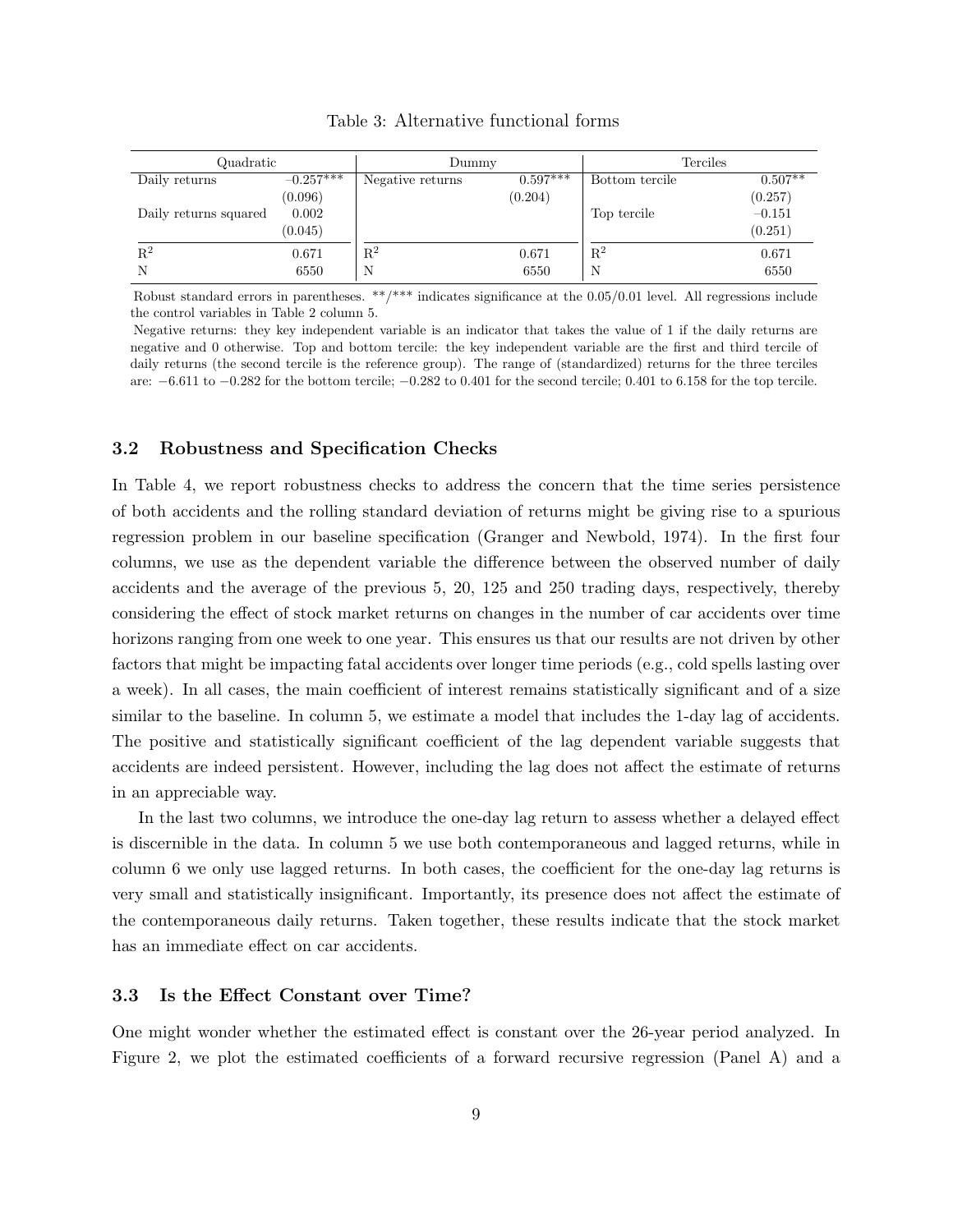Table 3: Alternative functional forms

| Quadratic | | Dummy | | Terciles | |
|---|---|---|---|---|---|
| Daily returns | −0.257*** | Negative returns | 0.597*** | Bottom tercile | 0.507** |
| | (0.096) | | (0.204) | | (0.257) |
| Daily returns squared | 0.002 | | | Top tercile | −0.151 |
| | (0.045) | | | | (0.251) |
| $R^2$ | 0.671 | $R^2$ | 0.671 | $R^2$ | 0.671 |
| N | 6550 | N | 6550 | N | 6550 |

Robust standard errors in parentheses. **/*** indicates significance at the 0.05/0.01 level. All regressions include the control variables in Table 2 column 5.

Negative returns: they key independent variable is an indicator that takes the value of 1 if the daily returns are negative and 0 otherwise. Top and bottom tercile: the key independent variable are the first and third tercile of daily returns (the second tercile is the reference group). The range of (standardized) returns for the three terciles are: −6.611 to −0.282 for the bottom tercile; −0.282 to 0.401 for the second tercile; 0.401 to 6.158 for the top tercile.

### 3.2 Robustness and Specification Checks

In Table 4, we report robustness checks to address the concern that the time series persistence of both accidents and the rolling standard deviation of returns might be giving rise to a spurious regression problem in our baseline specification (Granger and Newbold, 1974). In the first four columns, we use as the dependent variable the difference between the observed number of daily accidents and the average of the previous 5, 20, 125 and 250 trading days, respectively, thereby considering the effect of stock market returns on changes in the number of car accidents over time horizons ranging from one week to one year. This ensures us that our results are not driven by other factors that might be impacting fatal accidents over longer time periods (e.g., cold spells lasting over a week). In all cases, the main coefficient of interest remains statistically significant and of a size similar to the baseline. In column 5, we estimate a model that includes the 1-day lag of accidents. The positive and statistically significant coefficient of the lag dependent variable suggests that accidents are indeed persistent. However, including the lag does not affect the estimate of returns in an appreciable way.

In the last two columns, we introduce the one-day lag return to assess whether a delayed effect is discernible in the data. In column 5 we use both contemporaneous and lagged returns, while in column 6 we only use lagged returns. In both cases, the coefficient for the one-day lag returns is very small and statistically insignificant. Importantly, its presence does not affect the estimate of the contemporaneous daily returns. Taken together, these results indicate that the stock market has an immediate effect on car accidents.

### 3.3 Is the Effect Constant over Time?

One might wonder whether the estimated effect is constant over the 26-year period analyzed. In Figure 2, we plot the estimated coefficients of a forward recursive regression (Panel A) and a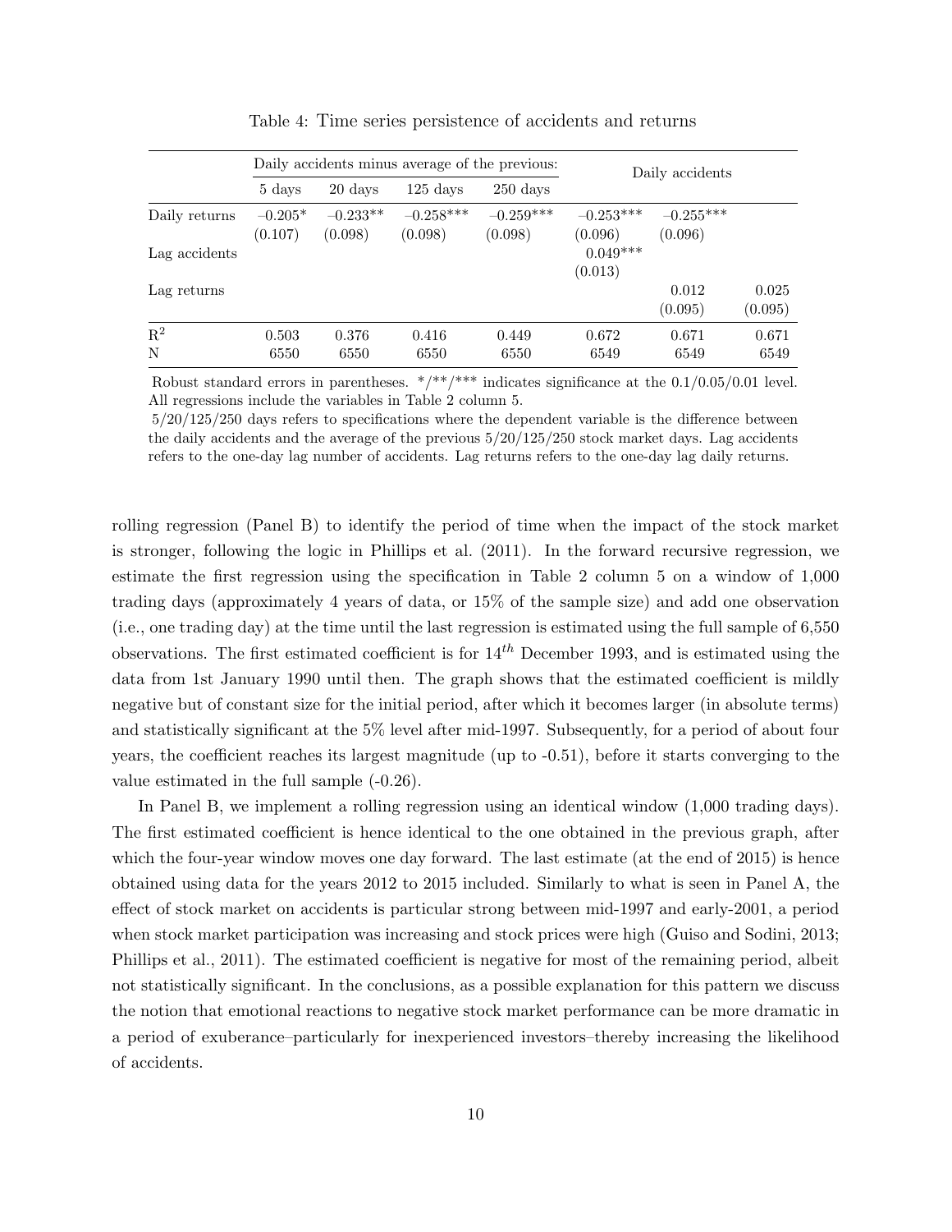Table 4: Time series persistence of accidents and returns

| | Daily accidents minus average of the previous: | | | | Daily accidents | | |
|---|---|---|---|---|---|---|---|
| | 5 days | 20 days | 125 days | 250 days | | | |
| Daily returns | −0.205* | −0.233** | −0.258*** | −0.259*** | −0.253*** | −0.255*** | |
| | (0.107) | (0.098) | (0.098) | (0.098) | (0.096) | (0.096) | |
| Lag accidents | | | | | 0.049*** | | |
| | | | | | (0.013) | | |
| Lag returns | | | | | | 0.012 | 0.025 |
| | | | | | | (0.095) | (0.095) |
| $R^2$ | 0.503 | 0.376 | 0.416 | 0.449 | 0.672 | 0.671 | 0.671 |
| N | 6550 | 6550 | 6550 | 6550 | 6549 | 6549 | 6549 |

Robust standard errors in parentheses. \*/\*\*/\*\*\* indicates significance at the 0.1/0.05/0.01 level. All regressions include the variables in Table 2 column 5.
5/20/125/250 days refers to specifications where the dependent variable is the difference between the daily accidents and the average of the previous 5/20/125/250 stock market days. Lag accidents refers to the one-day lag number of accidents. Lag returns refers to the one-day lag daily returns.

rolling regression (Panel B) to identify the period of time when the impact of the stock market is stronger, following the logic in Phillips et al. (2011). In the forward recursive regression, we estimate the first regression using the specification in Table 2 column 5 on a window of 1,000 trading days (approximately 4 years of data, or 15% of the sample size) and add one observation (i.e., one trading day) at the time until the last regression is estimated using the full sample of 6,550 observations. The first estimated coefficient is for $14^{th}$ December 1993, and is estimated using the data from 1st January 1990 until then. The graph shows that the estimated coefficient is mildly negative but of constant size for the initial period, after which it becomes larger (in absolute terms) and statistically significant at the 5% level after mid-1997. Subsequently, for a period of about four years, the coefficient reaches its largest magnitude (up to -0.51), before it starts converging to the value estimated in the full sample (-0.26).

In Panel B, we implement a rolling regression using an identical window (1,000 trading days). The first estimated coefficient is hence identical to the one obtained in the previous graph, after which the four-year window moves one day forward. The last estimate (at the end of 2015) is hence obtained using data for the years 2012 to 2015 included. Similarly to what is seen in Panel A, the effect of stock market on accidents is particular strong between mid-1997 and early-2001, a period when stock market participation was increasing and stock prices were high (Guiso and Sodini, 2013; Phillips et al., 2011). The estimated coefficient is negative for most of the remaining period, albeit not statistically significant. In the conclusions, as a possible explanation for this pattern we discuss the notion that emotional reactions to negative stock market performance can be more dramatic in a period of exuberance–particularly for inexperienced investors–thereby increasing the likelihood of accidents.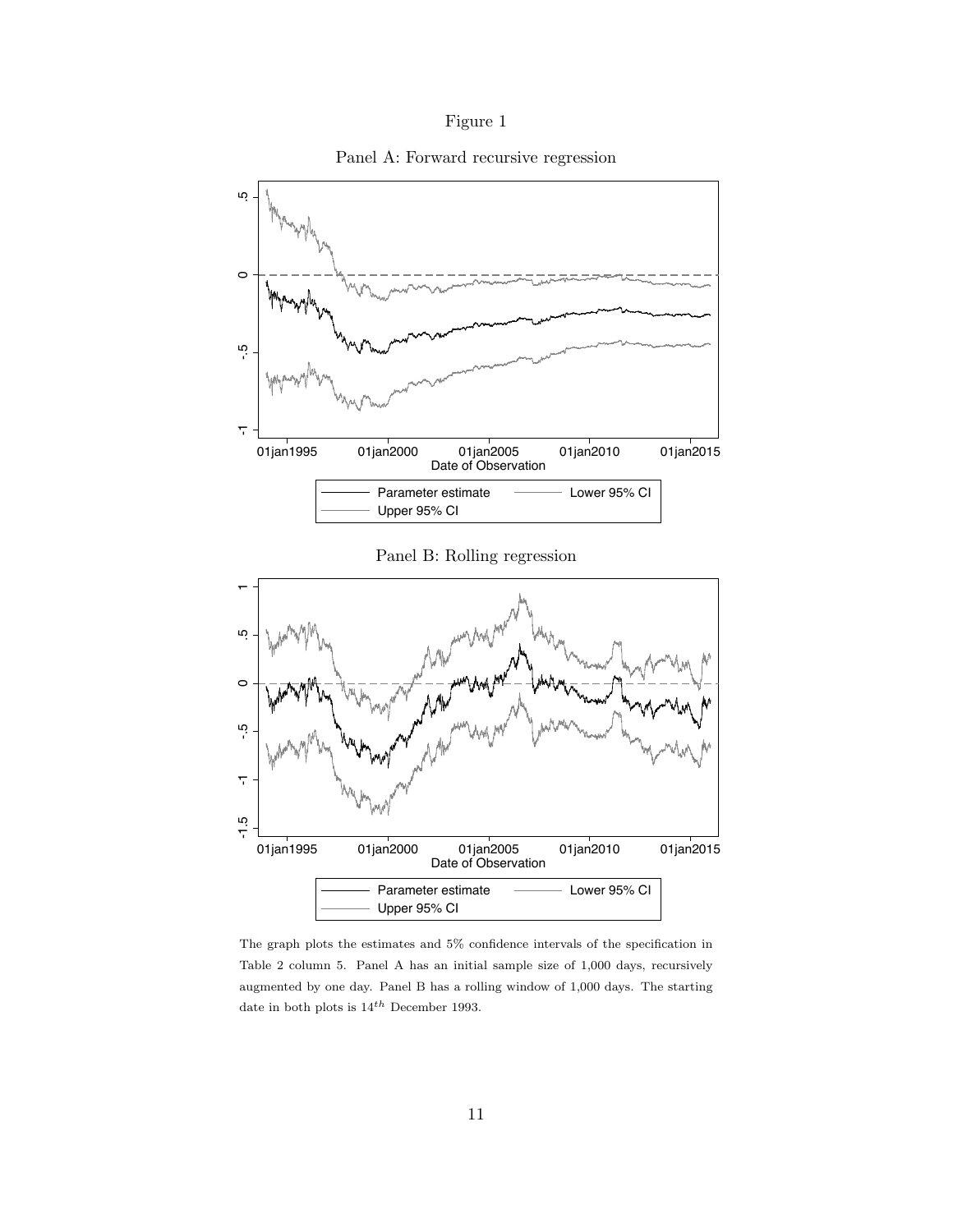Figure 1

Panel A: Forward recursive regression

Panel B: Rolling regression

The graph plots the estimates and 5% confidence intervals of the specification in Table 2 column 5. Panel A has an initial sample size of 1,000 days, recursively augmented by one day. Panel B has a rolling window of 1,000 days. The starting date in both plots is $14^{th}$ December 1993.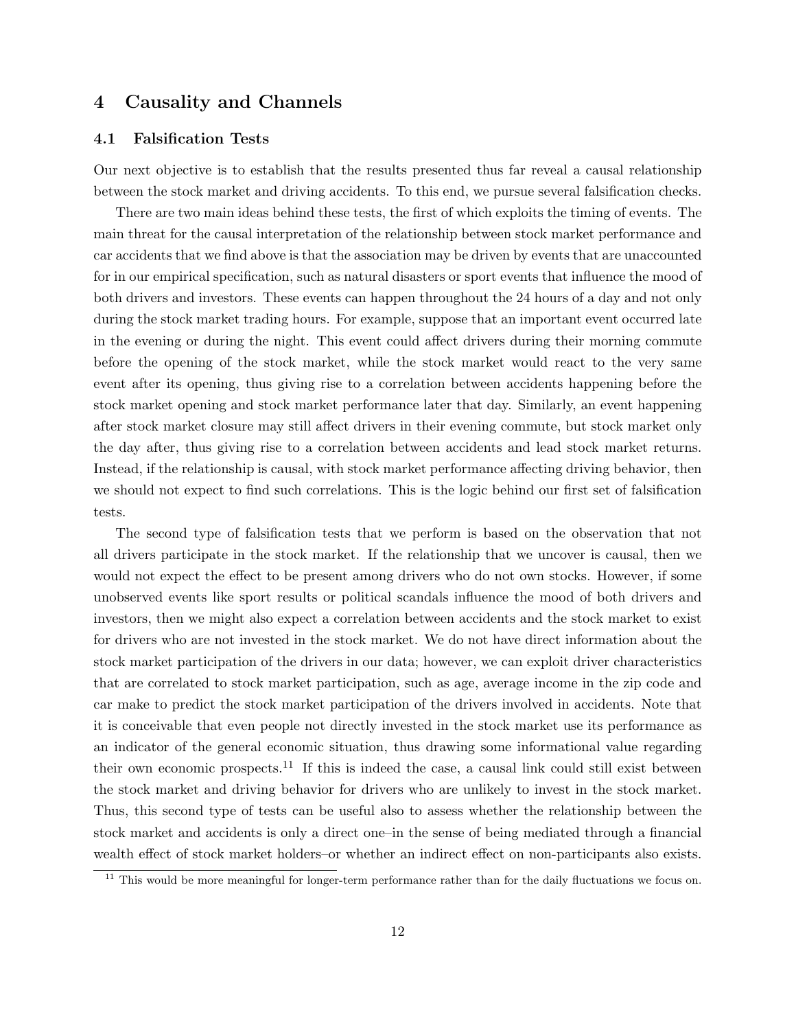# 4 Causality and Channels

## 4.1 Falsification Tests

Our next objective is to establish that the results presented thus far reveal a causal relationship between the stock market and driving accidents. To this end, we pursue several falsification checks.

There are two main ideas behind these tests, the first of which exploits the timing of events. The main threat for the causal interpretation of the relationship between stock market performance and car accidents that we find above is that the association may be driven by events that are unaccounted for in our empirical specification, such as natural disasters or sport events that influence the mood of both drivers and investors. These events can happen throughout the 24 hours of a day and not only during the stock market trading hours. For example, suppose that an important event occurred late in the evening or during the night. This event could affect drivers during their morning commute before the opening of the stock market, while the stock market would react to the very same event after its opening, thus giving rise to a correlation between accidents happening before the stock market opening and stock market performance later that day. Similarly, an event happening after stock market closure may still affect drivers in their evening commute, but stock market only the day after, thus giving rise to a correlation between accidents and lead stock market returns. Instead, if the relationship is causal, with stock market performance affecting driving behavior, then we should not expect to find such correlations. This is the logic behind our first set of falsification tests.

The second type of falsification tests that we perform is based on the observation that not all drivers participate in the stock market. If the relationship that we uncover is causal, then we would not expect the effect to be present among drivers who do not own stocks. However, if some unobserved events like sport results or political scandals influence the mood of both drivers and investors, then we might also expect a correlation between accidents and the stock market to exist for drivers who are not invested in the stock market. We do not have direct information about the stock market participation of the drivers in our data; however, we can exploit driver characteristics that are correlated to stock market participation, such as age, average income in the zip code and car make to predict the stock market participation of the drivers involved in accidents. Note that it is conceivable that even people not directly invested in the stock market use its performance as an indicator of the general economic situation, thus drawing some informational value regarding their own economic prospects.[11] If this is indeed the case, a causal link could still exist between the stock market and driving behavior for drivers who are unlikely to invest in the stock market. Thus, this second type of tests can be useful also to assess whether the relationship between the stock market and accidents is only a direct one–in the sense of being mediated through a financial wealth effect of stock market holders–or whether an indirect effect on non-participants also exists.

[11] This would be more meaningful for longer-term performance rather than for the daily fluctuations we focus on.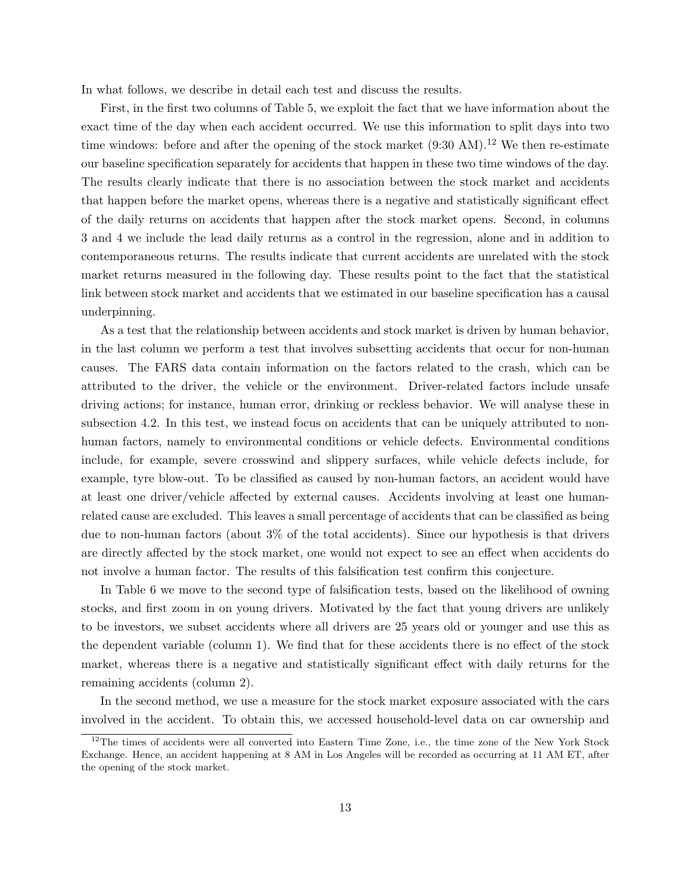In what follows, we describe in detail each test and discuss the results.

First, in the first two columns of Table 5, we exploit the fact that we have information about the exact time of the day when each accident occurred. We use this information to split days into two time windows: before and after the opening of the stock market (9:30 AM).[12] We then re-estimate our baseline specification separately for accidents that happen in these two time windows of the day. The results clearly indicate that there is no association between the stock market and accidents that happen before the market opens, whereas there is a negative and statistically significant effect of the daily returns on accidents that happen after the stock market opens. Second, in columns 3 and 4 we include the lead daily returns as a control in the regression, alone and in addition to contemporaneous returns. The results indicate that current accidents are unrelated with the stock market returns measured in the following day. These results point to the fact that the statistical link between stock market and accidents that we estimated in our baseline specification has a causal underpinning.

As a test that the relationship between accidents and stock market is driven by human behavior, in the last column we perform a test that involves subsetting accidents that occur for non-human causes. The FARS data contain information on the factors related to the crash, which can be attributed to the driver, the vehicle or the environment. Driver-related factors include unsafe driving actions; for instance, human error, drinking or reckless behavior. We will analyse these in subsection 4.2. In this test, we instead focus on accidents that can be uniquely attributed to non-human factors, namely to environmental conditions or vehicle defects. Environmental conditions include, for example, severe crosswind and slippery surfaces, while vehicle defects include, for example, tyre blow-out. To be classified as caused by non-human factors, an accident would have at least one driver/vehicle affected by external causes. Accidents involving at least one human-related cause are excluded. This leaves a small percentage of accidents that can be classified as being due to non-human factors (about 3% of the total accidents). Since our hypothesis is that drivers are directly affected by the stock market, one would not expect to see an effect when accidents do not involve a human factor. The results of this falsification test confirm this conjecture.

In Table 6 we move to the second type of falsification tests, based on the likelihood of owning stocks, and first zoom in on young drivers. Motivated by the fact that young drivers are unlikely to be investors, we subset accidents where all drivers are 25 years old or younger and use this as the dependent variable (column 1). We find that for these accidents there is no effect of the stock market, whereas there is a negative and statistically significant effect with daily returns for the remaining accidents (column 2).

In the second method, we use a measure for the stock market exposure associated with the cars involved in the accident. To obtain this, we accessed household-level data on car ownership and

[12] The times of accidents were all converted into Eastern Time Zone, i.e., the time zone of the New York Stock Exchange. Hence, an accident happening at 8 AM in Los Angeles will be recorded as occurring at 11 AM ET, after the opening of the stock market.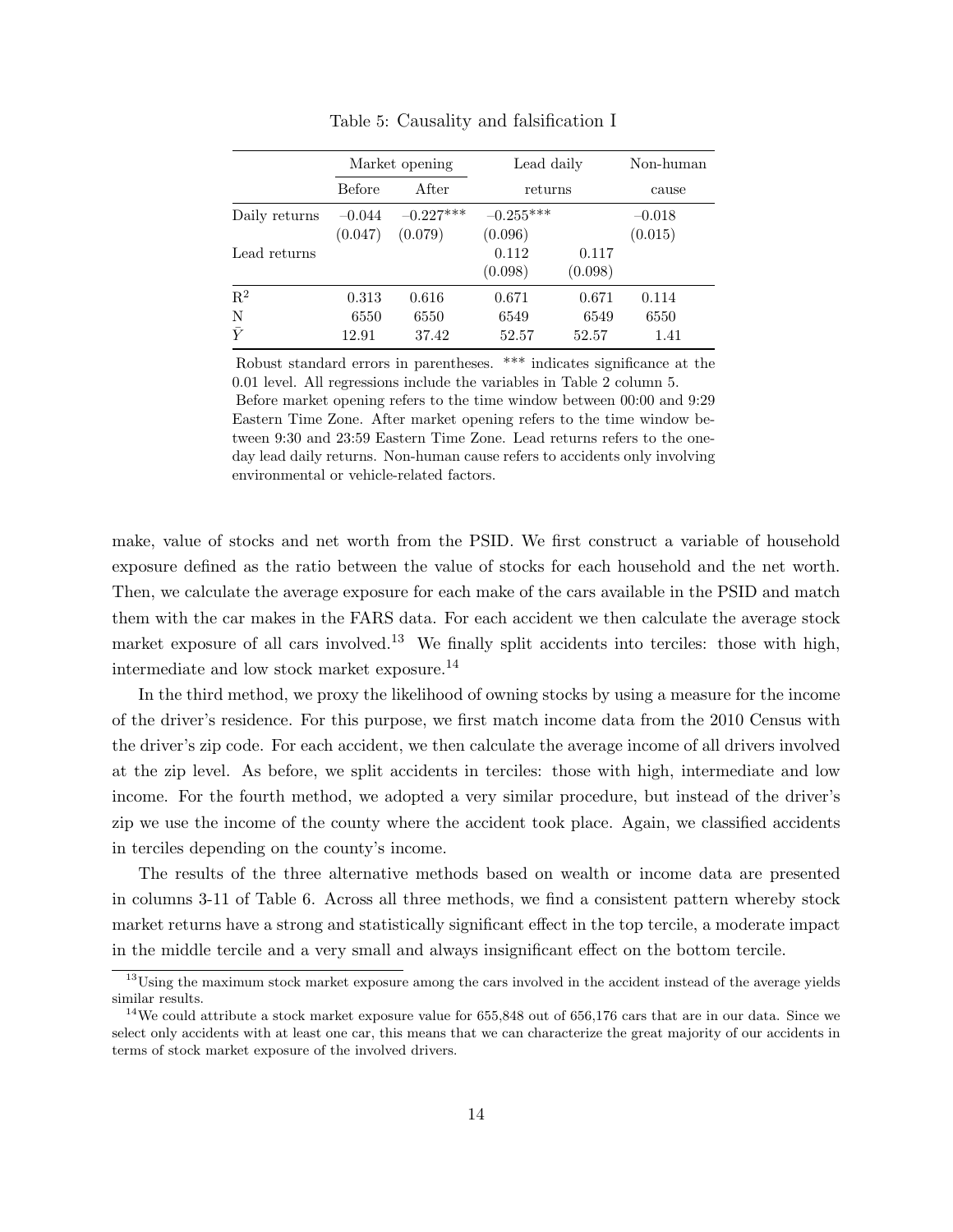Table 5: Causality and falsification I

| | Market opening | | Lead daily | | Non-human |
|---|---|---|---|---|---|
| | Before | After | returns | | cause |
| Daily returns | –0.044 | –0.227*** | –0.255*** | | –0.018 |
| | (0.047) | (0.079) | (0.096) | | (0.015) |
| Lead returns | | | 0.112 | 0.117 | |
| | | | (0.098) | (0.098) | |
| $R^2$ | 0.313 | 0.616 | 0.671 | 0.671 | 0.114 |
| N | 6550 | 6550 | 6549 | 6549 | 6550 |
| $\bar{Y}$ | 12.91 | 37.42 | 52.57 | 52.57 | 1.41 |

Robust standard errors in parentheses. *** indicates significance at the 0.01 level. All regressions include the variables in Table 2 column 5. Before market opening refers to the time window between 00:00 and 9:29 Eastern Time Zone. After market opening refers to the time window between 9:30 and 23:59 Eastern Time Zone. Lead returns refers to the one-day lead daily returns. Non-human cause refers to accidents only involving environmental or vehicle-related factors.

make, value of stocks and net worth from the PSID. We first construct a variable of household exposure defined as the ratio between the value of stocks for each household and the net worth. Then, we calculate the average exposure for each make of the cars available in the PSID and match them with the car makes in the FARS data. For each accident we then calculate the average stock market exposure of all cars involved.[13] We finally split accidents into terciles: those with high, intermediate and low stock market exposure.[14]

In the third method, we proxy the likelihood of owning stocks by using a measure for the income of the driver's residence. For this purpose, we first match income data from the 2010 Census with the driver's zip code. For each accident, we then calculate the average income of all drivers involved at the zip level. As before, we split accidents in terciles: those with high, intermediate and low income. For the fourth method, we adopted a very similar procedure, but instead of the driver's zip we use the income of the county where the accident took place. Again, we classified accidents in terciles depending on the county's income.

The results of the three alternative methods based on wealth or income data are presented in columns 3-11 of Table 6. Across all three methods, we find a consistent pattern whereby stock market returns have a strong and statistically significant effect in the top tercile, a moderate impact in the middle tercile and a very small and always insignificant effect on the bottom tercile.

[13] Using the maximum stock market exposure among the cars involved in the accident instead of the average yields similar results.

[14] We could attribute a stock market exposure value for 655,848 out of 656,176 cars that are in our data. Since we select only accidents with at least one car, this means that we can characterize the great majority of our accidents in terms of stock market exposure of the involved drivers.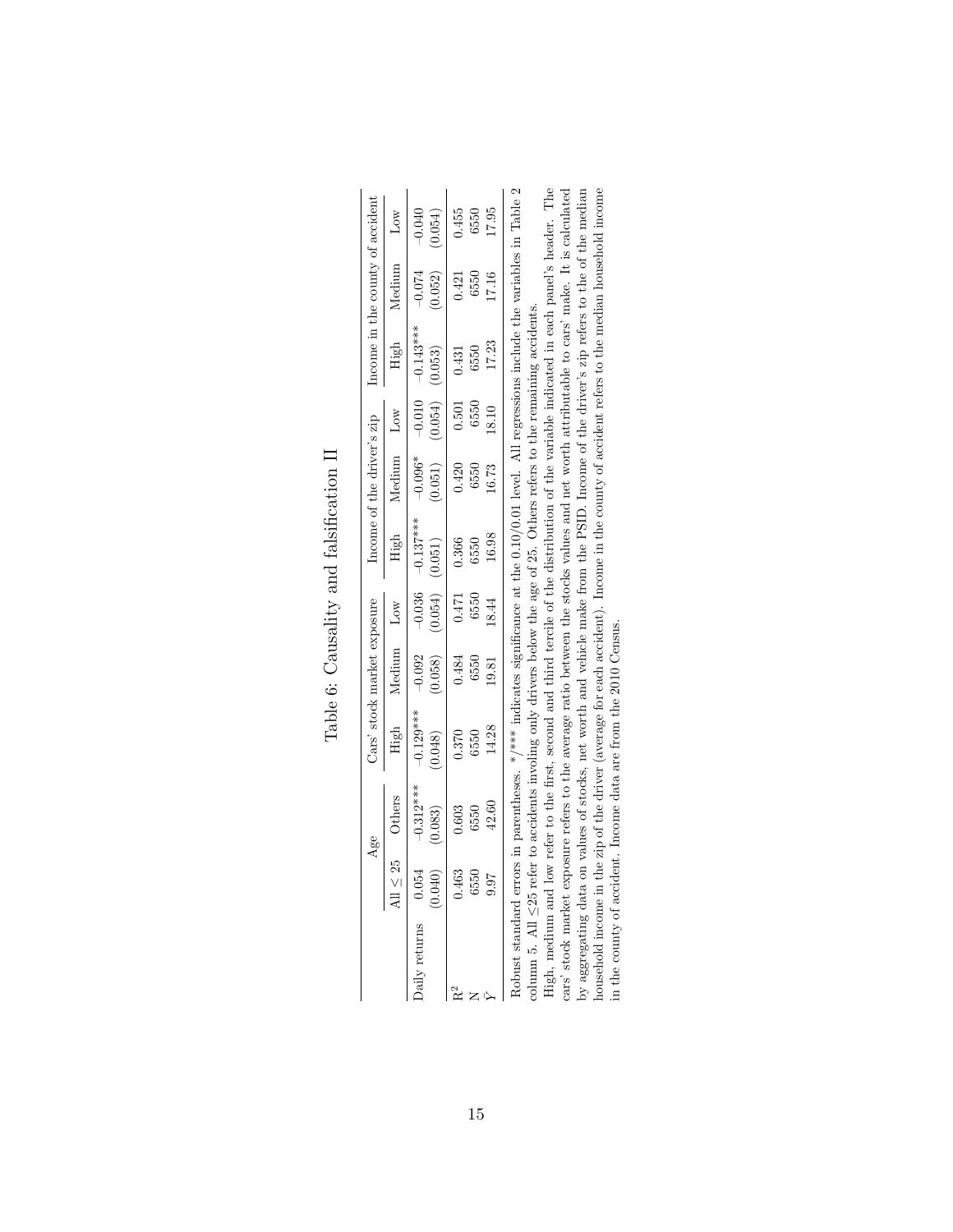Table 6: Causality and falsification II

| | Age | | Cars' stock market exposure | | | Income of the driver's zip | | | Income in the county of accident | | |
|---|---|---|---|---|---|---|---|---|---|---|---|
| | All ≤ 25 | Others | High | Medium | Low | High | Medium | Low | High | Medium | Low |
| Daily returns | 0.054 | −0.312*** | −0.129*** | −0.092 | −0.036 | −0.137*** | −0.096* | −0.010 | −0.143*** | −0.074 | −0.040 |
| | (0.040) | (0.083) | (0.048) | (0.058) | (0.054) | (0.051) | (0.051) | (0.054) | (0.053) | (0.052) | (0.054) |
| $R^2$ | 0.463 | 0.603 | 0.370 | 0.484 | 0.471 | 0.366 | 0.420 | 0.501 | 0.431 | 0.421 | 0.455 |
| N | 6550 | 6550 | 6550 | 6550 | 6550 | 6550 | 6550 | 6550 | 6550 | 6550 | 6550 |
| $\bar{Y}$ | 9.97 | 42.60 | 14.28 | 19.81 | 18.44 | 16.98 | 16.73 | 18.10 | 17.23 | 17.16 | 17.95 |

Robust standard errors in parentheses. */*** indicates significance at the 0.10/0.01 level. All regressions include the variables in Table 2 column 5. All ≤25 refer to accidents involing only drivers below the age of 25. Others refers to the remaining accidents.
High, medium and low refer to the first, second and third tercile of the distribution of the variable indicated in each panel's header. The cars' stock market exposure refers to the average ratio between the stocks values and net worth attributable to cars' make. It is calculated by aggregating data on values of stocks, net worth and vehicle make from the PSID. Income of the driver's zip refers to the of the median household income in the zip of the driver (average for each accident). Income in the county of accident refers to the median household income in the county of accident. Income data are from the 2010 Census.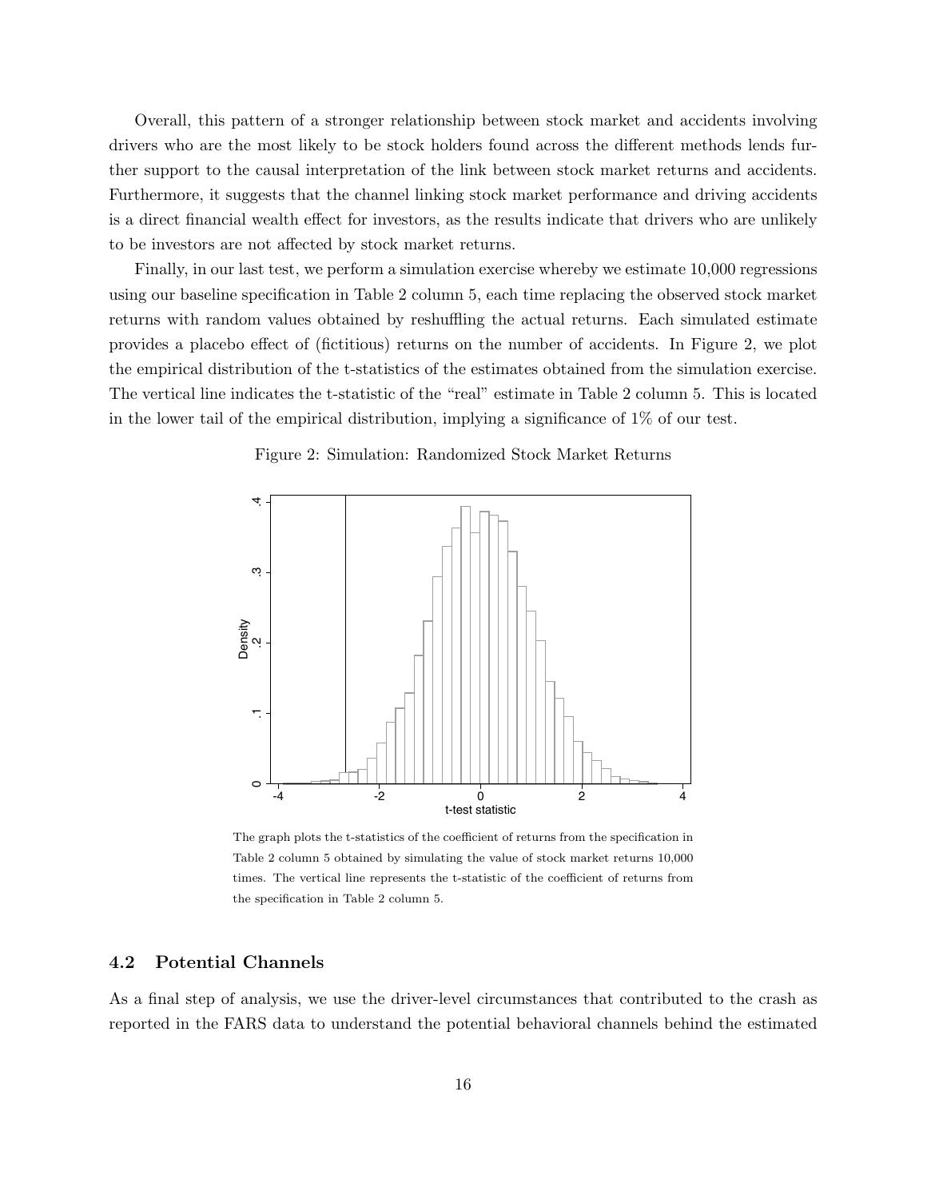Overall, this pattern of a stronger relationship between stock market and accidents involving drivers who are the most likely to be stock holders found across the different methods lends further support to the causal interpretation of the link between stock market returns and accidents. Furthermore, it suggests that the channel linking stock market performance and driving accidents is a direct financial wealth effect for investors, as the results indicate that drivers who are unlikely to be investors are not affected by stock market returns.

Finally, in our last test, we perform a simulation exercise whereby we estimate 10,000 regressions using our baseline specification in Table 2 column 5, each time replacing the observed stock market returns with random values obtained by reshuffling the actual returns. Each simulated estimate provides a placebo effect of (fictitious) returns on the number of accidents. In Figure 2, we plot the empirical distribution of the t-statistics of the estimates obtained from the simulation exercise. The vertical line indicates the t-statistic of the "real" estimate in Table 2 column 5. This is located in the lower tail of the empirical distribution, implying a significance of 1% of our test.

Figure 2: Simulation: Randomized Stock Market Returns

The graph plots the t-statistics of the coefficient of returns from the specification in Table 2 column 5 obtained by simulating the value of stock market returns 10,000 times. The vertical line represents the t-statistic of the coefficient of returns from the specification in Table 2 column 5.

## 4.2 Potential Channels

As a final step of analysis, we use the driver-level circumstances that contributed to the crash as reported in the FARS data to understand the potential behavioral channels behind the estimated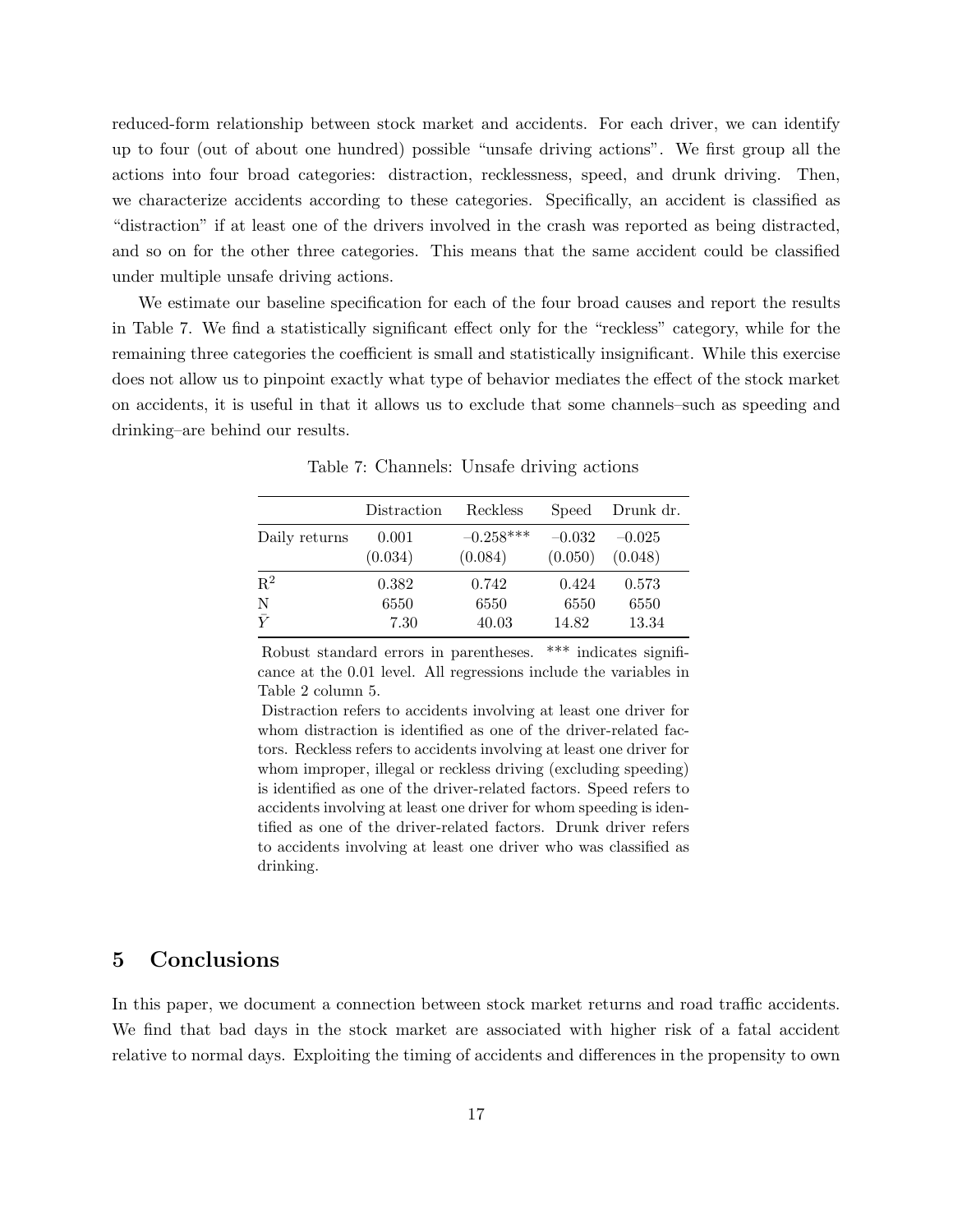reduced-form relationship between stock market and accidents. For each driver, we can identify up to four (out of about one hundred) possible "unsafe driving actions". We first group all the actions into four broad categories: distraction, recklessness, speed, and drunk driving. Then, we characterize accidents according to these categories. Specifically, an accident is classified as "distraction" if at least one of the drivers involved in the crash was reported as being distracted, and so on for the other three categories. This means that the same accident could be classified under multiple unsafe driving actions.

We estimate our baseline specification for each of the four broad causes and report the results in Table 7. We find a statistically significant effect only for the "reckless" category, while for the remaining three categories the coefficient is small and statistically insignificant. While this exercise does not allow us to pinpoint exactly what type of behavior mediates the effect of the stock market on accidents, it is useful in that it allows us to exclude that some channels–such as speeding and drinking–are behind our results.

Table 7: Channels: Unsafe driving actions

| | Distraction | Reckless | Speed | Drunk dr. |
|---|---|---|---|---|
| Daily returns | 0.001 | –0.258*** | –0.032 | –0.025 |
| | (0.034) | (0.084) | (0.050) | (0.048) |
| $R^2$ | 0.382 | 0.742 | 0.424 | 0.573 |
| N | 6550 | 6550 | 6550 | 6550 |
| $\bar{Y}$ | 7.30 | 40.03 | 14.82 | 13.34 |

Robust standard errors in parentheses. *** indicates significance at the 0.01 level. All regressions include the variables in Table 2 column 5.

Distraction refers to accidents involving at least one driver for whom distraction is identified as one of the driver-related factors. Reckless refers to accidents involving at least one driver for whom improper, illegal or reckless driving (excluding speeding) is identified as one of the driver-related factors. Speed refers to accidents involving at least one driver for whom speeding is identified as one of the driver-related factors. Drunk driver refers to accidents involving at least one driver who was classified as drinking.

## 5 Conclusions

In this paper, we document a connection between stock market returns and road traffic accidents. We find that bad days in the stock market are associated with higher risk of a fatal accident relative to normal days. Exploiting the timing of accidents and differences in the propensity to own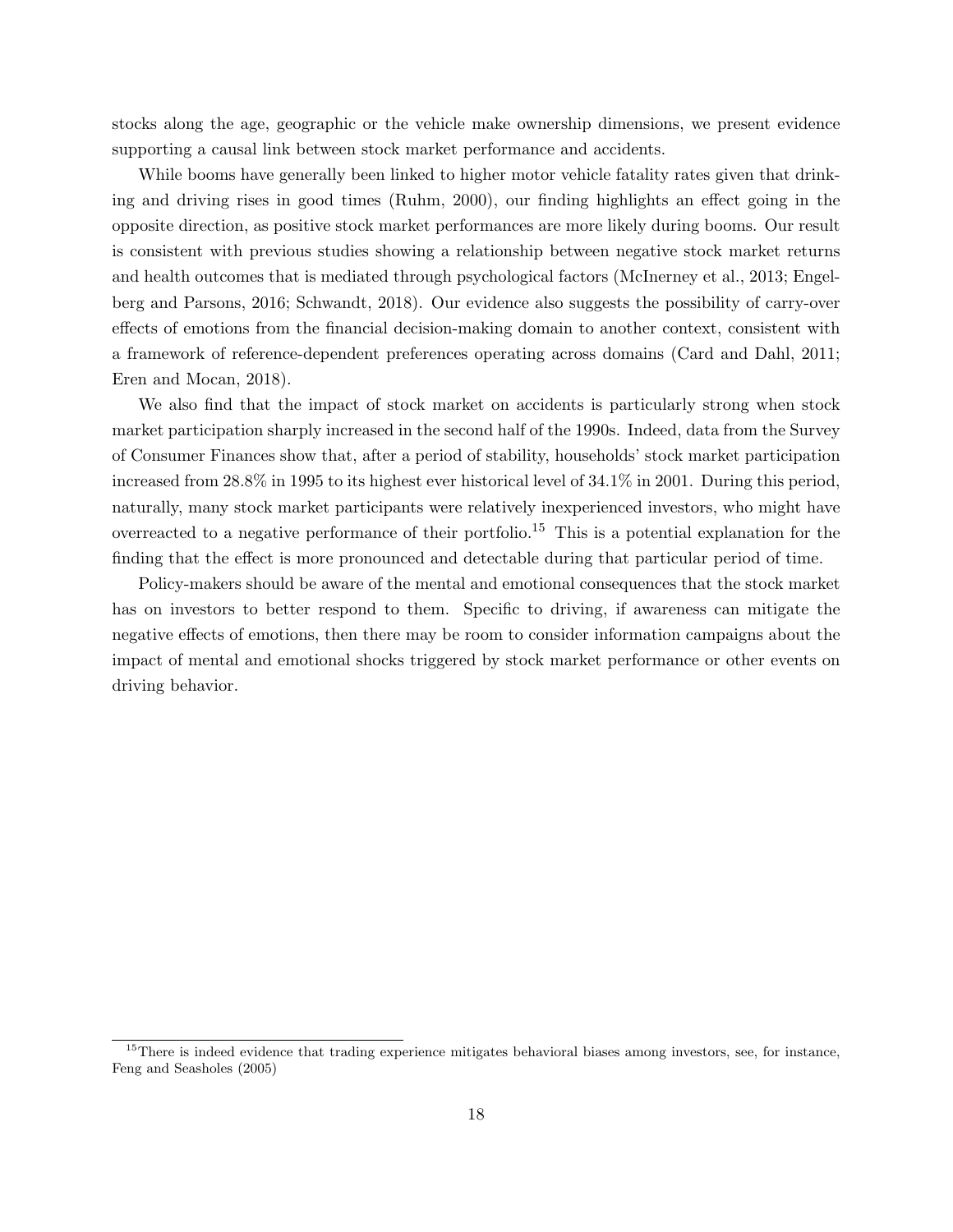stocks along the age, geographic or the vehicle make ownership dimensions, we present evidence supporting a causal link between stock market performance and accidents.

While booms have generally been linked to higher motor vehicle fatality rates given that drinking and driving rises in good times (Ruhm, 2000), our finding highlights an effect going in the opposite direction, as positive stock market performances are more likely during booms. Our result is consistent with previous studies showing a relationship between negative stock market returns and health outcomes that is mediated through psychological factors (McInerney et al., 2013; Engelberg and Parsons, 2016; Schwandt, 2018). Our evidence also suggests the possibility of carry-over effects of emotions from the financial decision-making domain to another context, consistent with a framework of reference-dependent preferences operating across domains (Card and Dahl, 2011; Eren and Mocan, 2018).

We also find that the impact of stock market on accidents is particularly strong when stock market participation sharply increased in the second half of the 1990s. Indeed, data from the Survey of Consumer Finances show that, after a period of stability, households' stock market participation increased from 28.8% in 1995 to its highest ever historical level of 34.1% in 2001. During this period, naturally, many stock market participants were relatively inexperienced investors, who might have overreacted to a negative performance of their portfolio.[15] This is a potential explanation for the finding that the effect is more pronounced and detectable during that particular period of time.

Policy-makers should be aware of the mental and emotional consequences that the stock market has on investors to better respond to them. Specific to driving, if awareness can mitigate the negative effects of emotions, then there may be room to consider information campaigns about the impact of mental and emotional shocks triggered by stock market performance or other events on driving behavior.

[15] There is indeed evidence that trading experience mitigates behavioral biases among investors, see, for instance, Feng and Seasholes (2005)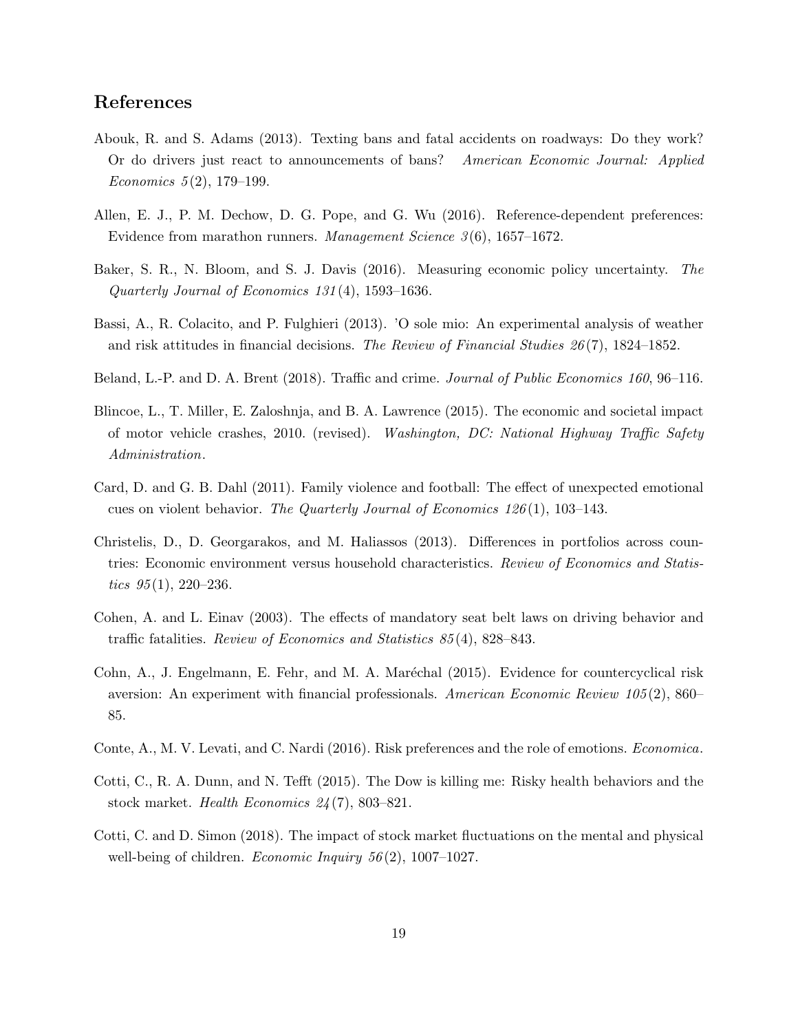## References

Abouk, R. and S. Adams (2013). Texting bans and fatal accidents on roadways: Do they work? Or do drivers just react to announcements of bans? *American Economic Journal: Applied Economics 5*(2), 179–199.

Allen, E. J., P. M. Dechow, D. G. Pope, and G. Wu (2016). Reference-dependent preferences: Evidence from marathon runners. *Management Science 3*(6), 1657–1672.

Baker, S. R., N. Bloom, and S. J. Davis (2016). Measuring economic policy uncertainty. *The Quarterly Journal of Economics 131*(4), 1593–1636.

Bassi, A., R. Colacito, and P. Fulghieri (2013). 'O sole mio: An experimental analysis of weather and risk attitudes in financial decisions. *The Review of Financial Studies 26*(7), 1824–1852.

Beland, L.-P. and D. A. Brent (2018). Traffic and crime. *Journal of Public Economics 160*, 96–116.

Blincoe, L., T. Miller, E. Zaloshnja, and B. A. Lawrence (2015). The economic and societal impact of motor vehicle crashes, 2010. (revised). *Washington, DC: National Highway Traffic Safety Administration*.

Card, D. and G. B. Dahl (2011). Family violence and football: The effect of unexpected emotional cues on violent behavior. *The Quarterly Journal of Economics 126*(1), 103–143.

Christelis, D., D. Georgarakos, and M. Haliassos (2013). Differences in portfolios across countries: Economic environment versus household characteristics. *Review of Economics and Statistics 95*(1), 220–236.

Cohen, A. and L. Einav (2003). The effects of mandatory seat belt laws on driving behavior and traffic fatalities. *Review of Economics and Statistics 85*(4), 828–843.

Cohn, A., J. Engelmann, E. Fehr, and M. A. Maréchal (2015). Evidence for countercyclical risk aversion: An experiment with financial professionals. *American Economic Review 105*(2), 860–85.

Conte, A., M. V. Levati, and C. Nardi (2016). Risk preferences and the role of emotions. *Economica*.

Cotti, C., R. A. Dunn, and N. Tefft (2015). The Dow is killing me: Risky health behaviors and the stock market. *Health Economics 24*(7), 803–821.

Cotti, C. and D. Simon (2018). The impact of stock market fluctuations on the mental and physical well-being of children. *Economic Inquiry 56*(2), 1007–1027.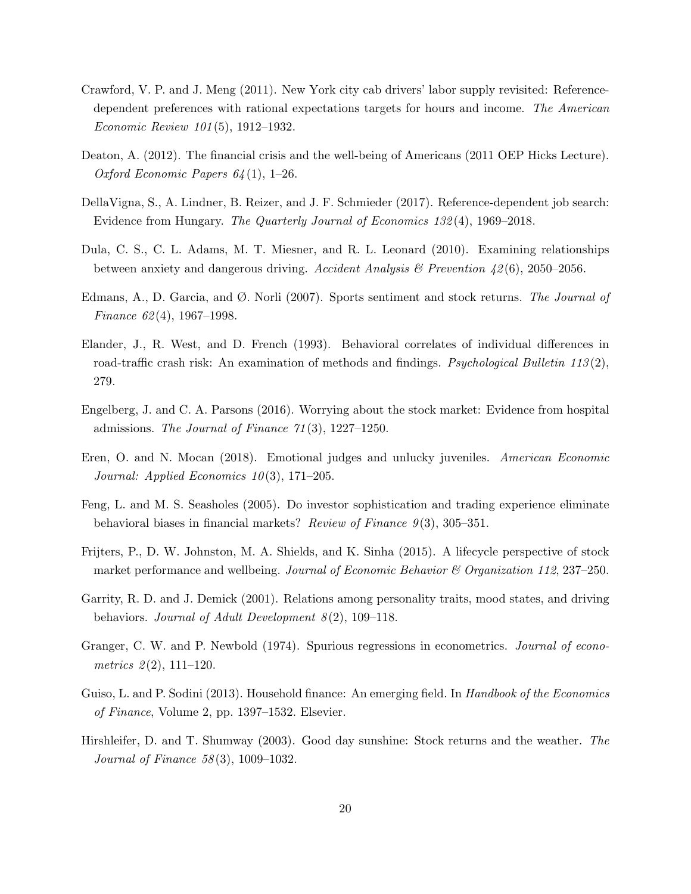Crawford, V. P. and J. Meng (2011). New York city cab drivers' labor supply revisited: Reference-dependent preferences with rational expectations targets for hours and income. *The American Economic Review 101*(5), 1912–1932.

Deaton, A. (2012). The financial crisis and the well-being of Americans (2011 OEP Hicks Lecture). *Oxford Economic Papers 64*(1), 1–26.

DellaVigna, S., A. Lindner, B. Reizer, and J. F. Schmieder (2017). Reference-dependent job search: Evidence from Hungary. *The Quarterly Journal of Economics 132*(4), 1969–2018.

Dula, C. S., C. L. Adams, M. T. Miesner, and R. L. Leonard (2010). Examining relationships between anxiety and dangerous driving. *Accident Analysis & Prevention 42*(6), 2050–2056.

Edmans, A., D. Garcia, and Ø. Norli (2007). Sports sentiment and stock returns. *The Journal of Finance 62*(4), 1967–1998.

Elander, J., R. West, and D. French (1993). Behavioral correlates of individual differences in road-traffic crash risk: An examination of methods and findings. *Psychological Bulletin 113*(2), 279.

Engelberg, J. and C. A. Parsons (2016). Worrying about the stock market: Evidence from hospital admissions. *The Journal of Finance 71*(3), 1227–1250.

Eren, O. and N. Mocan (2018). Emotional judges and unlucky juveniles. *American Economic Journal: Applied Economics 10*(3), 171–205.

Feng, L. and M. S. Seasholes (2005). Do investor sophistication and trading experience eliminate behavioral biases in financial markets? *Review of Finance 9*(3), 305–351.

Frijters, P., D. W. Johnston, M. A. Shields, and K. Sinha (2015). A lifecycle perspective of stock market performance and wellbeing. *Journal of Economic Behavior & Organization 112*, 237–250.

Garrity, R. D. and J. Demick (2001). Relations among personality traits, mood states, and driving behaviors. *Journal of Adult Development 8*(2), 109–118.

Granger, C. W. and P. Newbold (1974). Spurious regressions in econometrics. *Journal of econometrics 2*(2), 111–120.

Guiso, L. and P. Sodini (2013). Household finance: An emerging field. In *Handbook of the Economics of Finance*, Volume 2, pp. 1397–1532. Elsevier.

Hirshleifer, D. and T. Shumway (2003). Good day sunshine: Stock returns and the weather. *The Journal of Finance 58*(3), 1009–1032.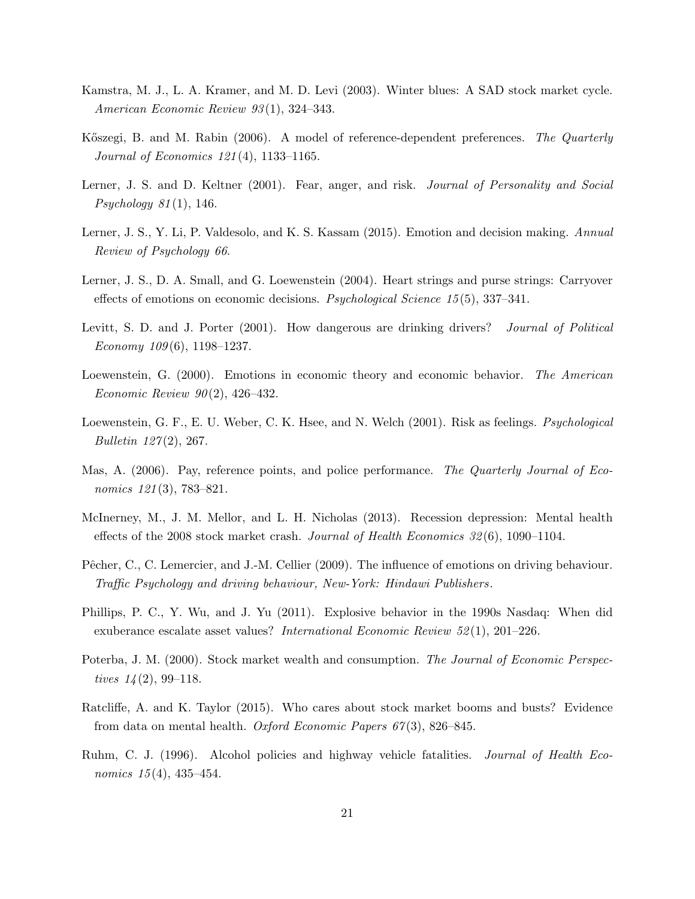Kamstra, M. J., L. A. Kramer, and M. D. Levi (2003). Winter blues: A SAD stock market cycle. *American Economic Review 93*(1), 324–343.

Kőszegi, B. and M. Rabin (2006). A model of reference-dependent preferences. *The Quarterly Journal of Economics 121*(4), 1133–1165.

Lerner, J. S. and D. Keltner (2001). Fear, anger, and risk. *Journal of Personality and Social Psychology 81*(1), 146.

Lerner, J. S., Y. Li, P. Valdesolo, and K. S. Kassam (2015). Emotion and decision making. *Annual Review of Psychology 66*.

Lerner, J. S., D. A. Small, and G. Loewenstein (2004). Heart strings and purse strings: Carryover effects of emotions on economic decisions. *Psychological Science 15*(5), 337–341.

Levitt, S. D. and J. Porter (2001). How dangerous are drinking drivers? *Journal of Political Economy 109*(6), 1198–1237.

Loewenstein, G. (2000). Emotions in economic theory and economic behavior. *The American Economic Review 90*(2), 426–432.

Loewenstein, G. F., E. U. Weber, C. K. Hsee, and N. Welch (2001). Risk as feelings. *Psychological Bulletin 127*(2), 267.

Mas, A. (2006). Pay, reference points, and police performance. *The Quarterly Journal of Economics 121*(3), 783–821.

McInerney, M., J. M. Mellor, and L. H. Nicholas (2013). Recession depression: Mental health effects of the 2008 stock market crash. *Journal of Health Economics 32*(6), 1090–1104.

Pêcher, C., C. Lemercier, and J.-M. Cellier (2009). The influence of emotions on driving behaviour. *Traffic Psychology and driving behaviour, New-York: Hindawi Publishers*.

Phillips, P. C., Y. Wu, and J. Yu (2011). Explosive behavior in the 1990s Nasdaq: When did exuberance escalate asset values? *International Economic Review 52*(1), 201–226.

Poterba, J. M. (2000). Stock market wealth and consumption. *The Journal of Economic Perspectives 14*(2), 99–118.

Ratcliffe, A. and K. Taylor (2015). Who cares about stock market booms and busts? Evidence from data on mental health. *Oxford Economic Papers 67*(3), 826–845.

Ruhm, C. J. (1996). Alcohol policies and highway vehicle fatalities. *Journal of Health Economics 15*(4), 435–454.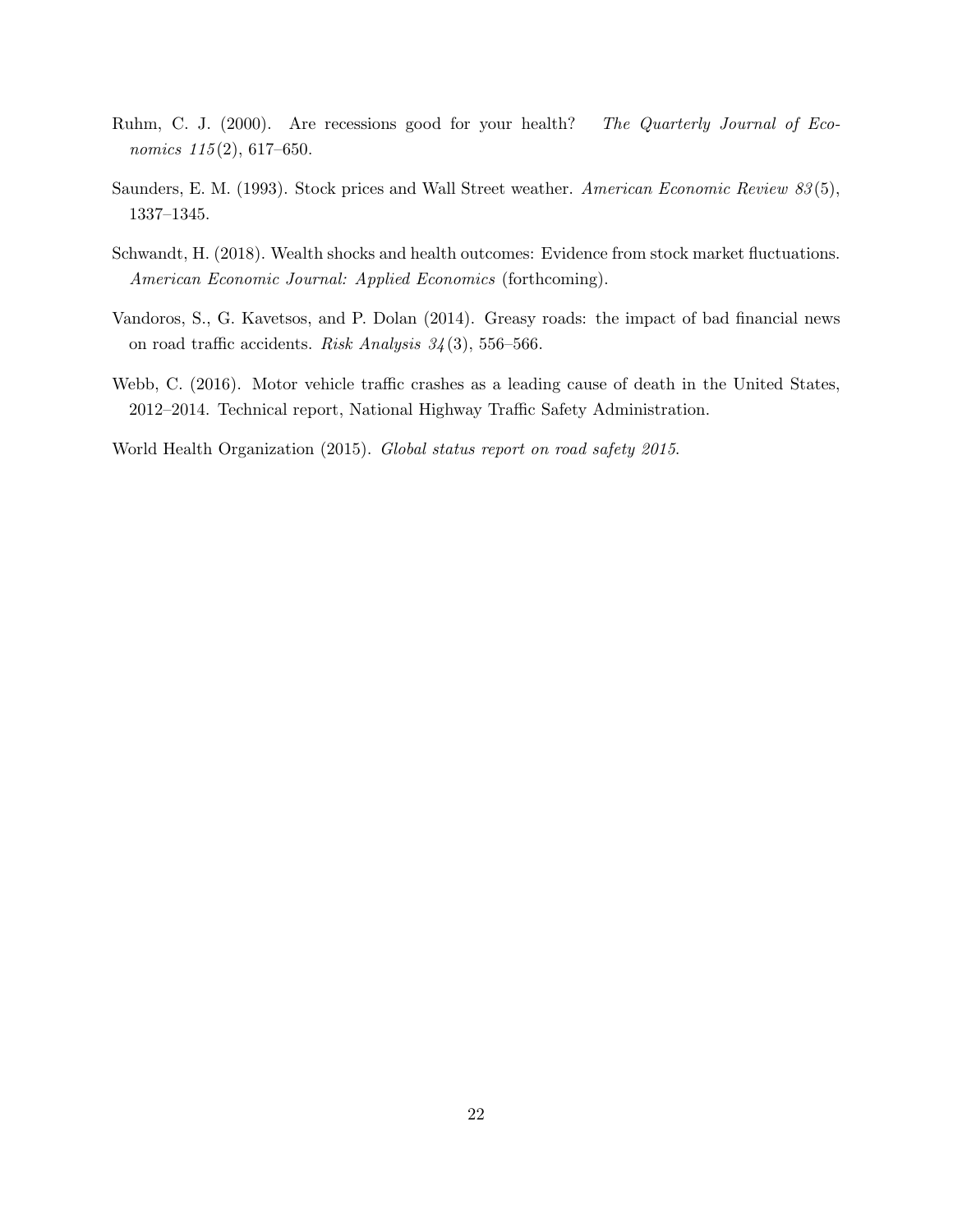Ruhm, C. J. (2000). Are recessions good for your health? *The Quarterly Journal of Economics 115*(2), 617–650.

Saunders, E. M. (1993). Stock prices and Wall Street weather. *American Economic Review 83*(5), 1337–1345.

Schwandt, H. (2018). Wealth shocks and health outcomes: Evidence from stock market fluctuations. *American Economic Journal: Applied Economics* (forthcoming).

Vandoros, S., G. Kavetsos, and P. Dolan (2014). Greasy roads: the impact of bad financial news on road traffic accidents. *Risk Analysis 34*(3), 556–566.

Webb, C. (2016). Motor vehicle traffic crashes as a leading cause of death in the United States, 2012–2014. Technical report, National Highway Traffic Safety Administration.

World Health Organization (2015). *Global status report on road safety 2015*.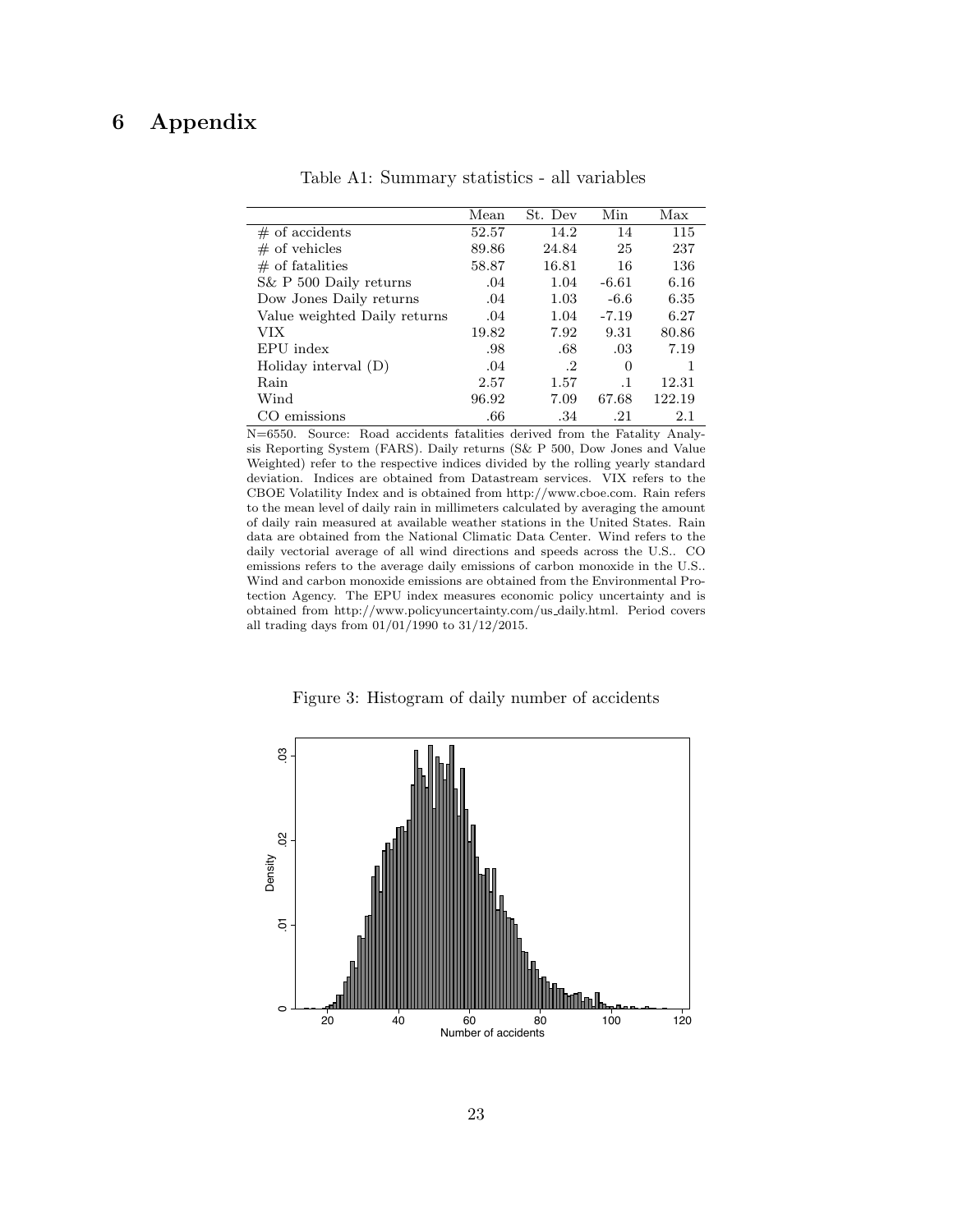# 6 Appendix

Table A1: Summary statistics - all variables

| | Mean | St. Dev | Min | Max |
|---|---|---|---|---|
| # of accidents | 52.57 | 14.2 | 14 | 115 |
| # of vehicles | 89.86 | 24.84 | 25 | 237 |
| # of fatalities | 58.87 | 16.81 | 16 | 136 |
| S& P 500 Daily returns | .04 | 1.04 | -6.61 | 6.16 |
| Dow Jones Daily returns | .04 | 1.03 | -6.6 | 6.35 |
| Value weighted Daily returns | .04 | 1.04 | -7.19 | 6.27 |
| VIX | 19.82 | 7.92 | 9.31 | 80.86 |
| EPU index | .98 | .68 | .03 | 7.19 |
| Holiday interval (D) | .04 | .2 | 0 | 1 |
| Rain | 2.57 | 1.57 | .1 | 12.31 |
| Wind | 96.92 | 7.09 | 67.68 | 122.19 |
| CO emissions | .66 | .34 | .21 | 2.1 |

N=6550. Source: Road accidents fatalities derived from the Fatality Analysis Reporting System (FARS). Daily returns (S& P 500, Dow Jones and Value Weighted) refer to the respective indices divided by the rolling yearly standard deviation. Indices are obtained from Datastream services. VIX refers to the CBOE Volatility Index and is obtained from http://www.cboe.com. Rain refers to the mean level of daily rain in millimeters calculated by averaging the amount of daily rain measured at available weather stations in the United States. Rain data are obtained from the National Climatic Data Center. Wind refers to the daily vectorial average of all wind directions and speeds across the U.S.. CO emissions refers to the average daily emissions of carbon monoxide in the U.S.. Wind and carbon monoxide emissions are obtained from the Environmental Protection Agency. The EPU index measures economic policy uncertainty and is obtained from http://www.policyuncertainty.com/us_daily.html. Period covers all trading days from 01/01/1990 to 31/12/2015.

Figure 3: Histogram of daily number of accidents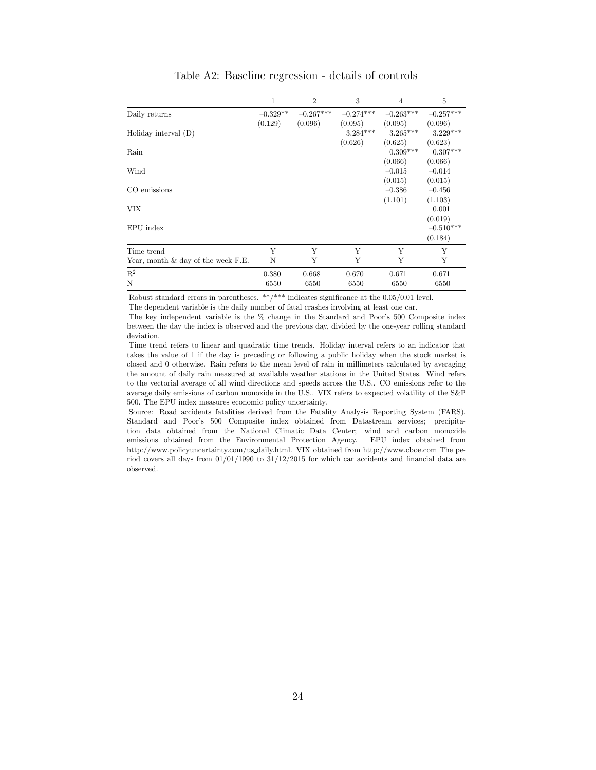Table A2: Baseline regression - details of controls

| | 1 | 2 | 3 | 4 | 5 |
|---|---|---|---|---|---|
| Daily returns | −0.329** | −0.267*** | −0.274*** | −0.263*** | −0.257*** |
| | (0.129) | (0.096) | (0.095) | (0.095) | (0.096) |
| Holiday interval (D) | | | 3.284*** | 3.265*** | 3.229*** |
| | | | (0.626) | (0.625) | (0.623) |
| Rain | | | | 0.309*** | 0.307*** |
| | | | | (0.066) | (0.066) |
| Wind | | | | −0.015 | −0.014 |
| | | | | (0.015) | (0.015) |
| CO emissions | | | | −0.386 | −0.456 |
| | | | | (1.101) | (1.103) |
| VIX | | | | | 0.001 |
| | | | | | (0.019) |
| EPU index | | | | | −0.510*** |
| | | | | | (0.184) |
| Time trend | Y | Y | Y | Y | Y |
| Year, month & day of the week F.E. | N | Y | Y | Y | Y |
| $R^2$ | 0.380 | 0.668 | 0.670 | 0.671 | 0.671 |
| N | 6550 | 6550 | 6550 | 6550 | 6550 |

Robust standard errors in parentheses. **/*** indicates significance at the 0.05/0.01 level.

The dependent variable is the daily number of fatal crashes involving at least one car.

The key independent variable is the % change in the Standard and Poor's 500 Composite index between the day the index is observed and the previous day, divided by the one-year rolling standard deviation.

Time trend refers to linear and quadratic time trends. Holiday interval refers to an indicator that takes the value of 1 if the day is preceding or following a public holiday when the stock market is closed and 0 otherwise. Rain refers to the mean level of rain in millimeters calculated by averaging the amount of daily rain measured at available weather stations in the United States. Wind refers to the vectorial average of all wind directions and speeds across the U.S.. CO emissions refer to the average daily emissions of carbon monoxide in the U.S.. VIX refers to expected volatility of the S&P 500. The EPU index measures economic policy uncertainty.

Source: Road accidents fatalities derived from the Fatality Analysis Reporting System (FARS). Standard and Poor's 500 Composite index obtained from Datastream services; precipitation data obtained from the National Climatic Data Center; wind and carbon monoxide emissions obtained from the Environmental Protection Agency. EPU index obtained from http://www.policyuncertainty.com/us_daily.html. VIX obtained from http://www.cboe.com The period covers all days from 01/01/1990 to 31/12/2015 for which car accidents and financial data are observed.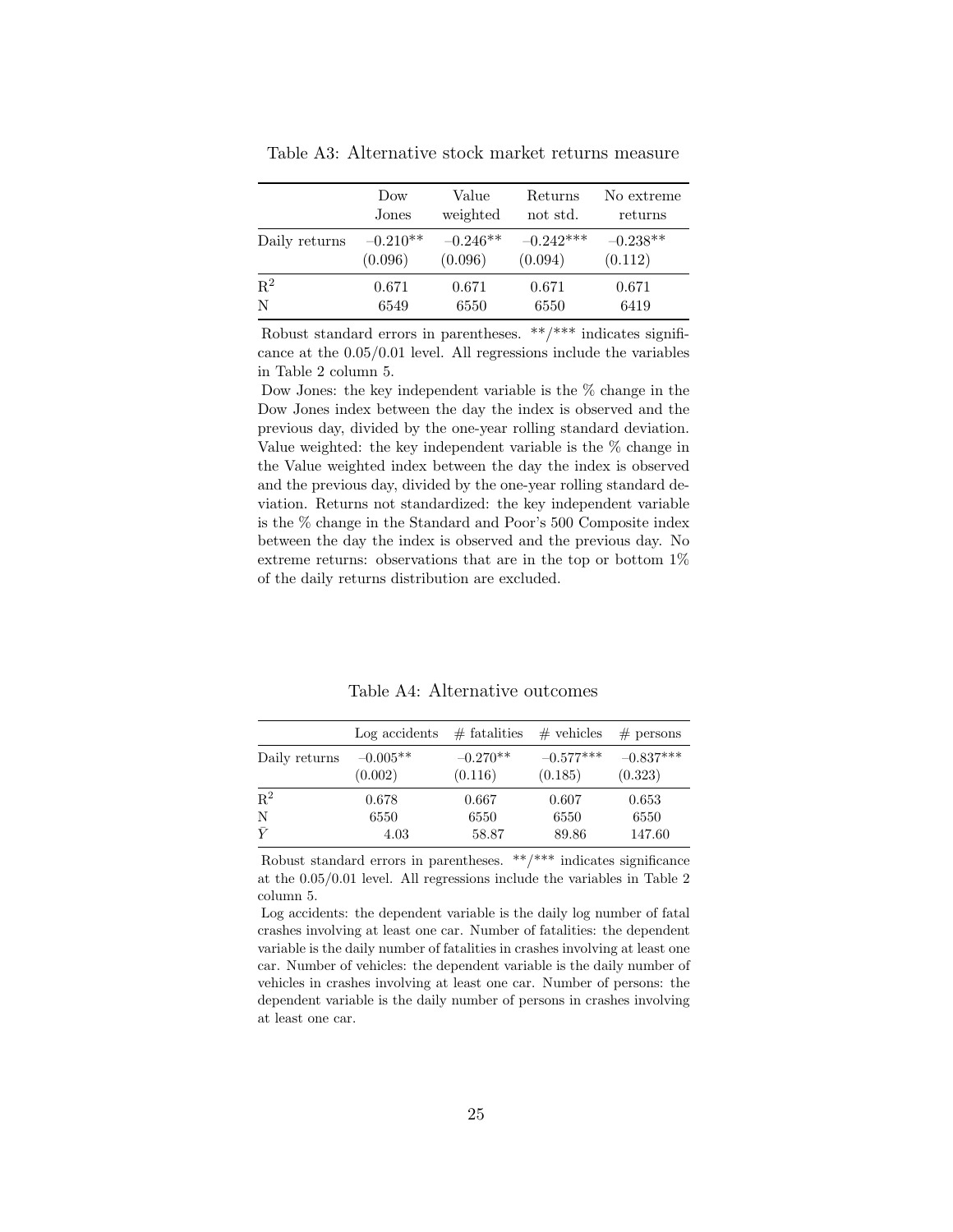Table A3: Alternative stock market returns measure

| | Dow Jones | Value weighted | Returns not std. | No extreme returns |
|---|---|---|---|---|
| Daily returns | $-0.210^{**}$ | $-0.246^{**}$ | $-0.242^{***}$ | $-0.238^{**}$ |
| | (0.096) | (0.096) | (0.094) | (0.112) |
| $R^2$ | 0.671 | 0.671 | 0.671 | 0.671 |
| N | 6549 | 6550 | 6550 | 6419 |

Robust standard errors in parentheses. **/*** indicates significance at the 0.05/0.01 level. All regressions include the variables in Table 2 column 5.

Dow Jones: the key independent variable is the % change in the Dow Jones index between the day the index is observed and the previous day, divided by the one-year rolling standard deviation. Value weighted: the key independent variable is the % change in the Value weighted index between the day the index is observed and the previous day, divided by the one-year rolling standard deviation. Returns not standardized: the key independent variable is the % change in the Standard and Poor's 500 Composite index between the day the index is observed and the previous day. No extreme returns: observations that are in the top or bottom 1% of the daily returns distribution are excluded.

Table A4: Alternative outcomes

| | Log accidents | # fatalities | # vehicles | # persons |
|---|---|---|---|---|
| Daily returns | $-0.005^{**}$ | $-0.270^{**}$ | $-0.577^{***}$ | $-0.837^{***}$ |
| | (0.002) | (0.116) | (0.185) | (0.323) |
| $R^2$ | 0.678 | 0.667 | 0.607 | 0.653 |
| N | 6550 | 6550 | 6550 | 6550 |
| $\bar{Y}$ | 4.03 | 58.87 | 89.86 | 147.60 |

Robust standard errors in parentheses. **/*** indicates significance at the 0.05/0.01 level. All regressions include the variables in Table 2 column 5.

Log accidents: the dependent variable is the daily log number of fatal crashes involving at least one car. Number of fatalities: the dependent variable is the daily number of fatalities in crashes involving at least one car. Number of vehicles: the dependent variable is the daily number of vehicles in crashes involving at least one car. Number of persons: the dependent variable is the daily number of persons in crashes involving at least one car.